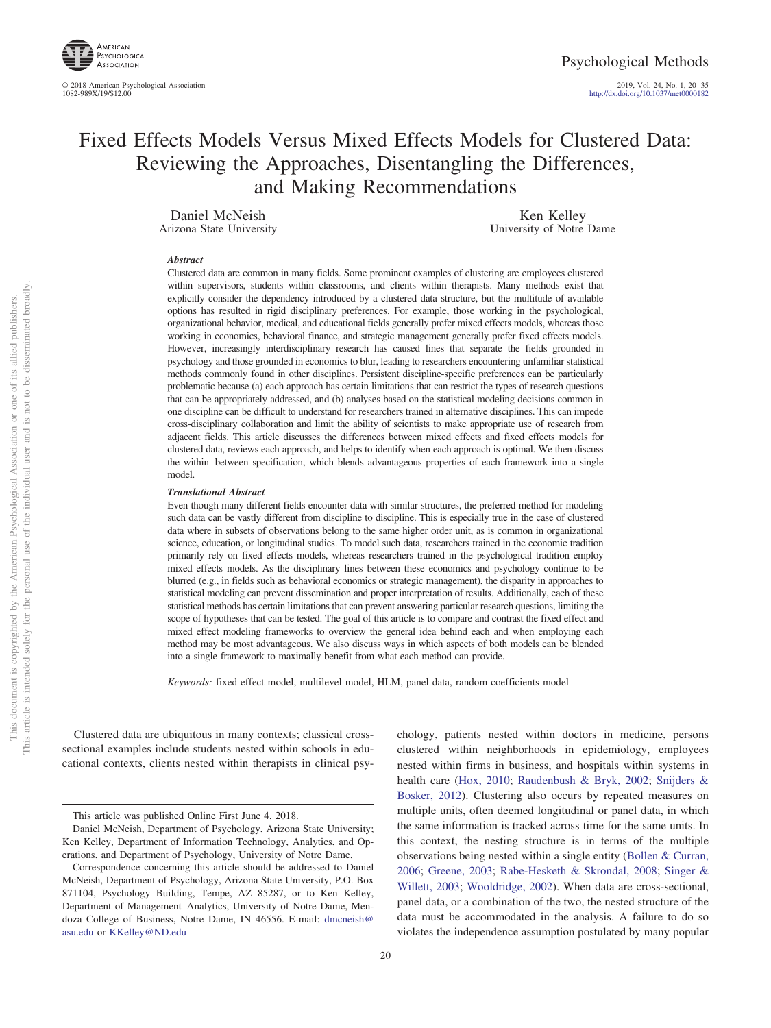# Fixed Effects Models Versus Mixed Effects Models for Clustered Data: Reviewing the Approaches, Disentangling the Differences, and Making Recommendations

Daniel McNeish
Arizona State University

Ken Kelley
University of Notre Dame

### *Abstract*

Clustered data are common in many fields. Some prominent examples of clustering are employees clustered within supervisors, students within classrooms, and clients within therapists. Many methods exist that explicitly consider the dependency introduced by a clustered data structure, but the multitude of available options has resulted in rigid disciplinary preferences. For example, those working in the psychological, organizational behavior, medical, and educational fields generally prefer mixed effects models, whereas those working in economics, behavioral finance, and strategic management generally prefer fixed effects models. However, increasingly interdisciplinary research has caused lines that separate the fields grounded in psychology and those grounded in economics to blur, leading to researchers encountering unfamiliar statistical methods commonly found in other disciplines. Persistent discipline-specific preferences can be particularly problematic because (a) each approach has certain limitations that can restrict the types of research questions that can be appropriately addressed, and (b) analyses based on the statistical modeling decisions common in one discipline can be difficult to understand for researchers trained in alternative disciplines. This can impede cross-disciplinary collaboration and limit the ability of scientists to make appropriate use of research from adjacent fields. This article discusses the differences between mixed effects and fixed effects models for clustered data, reviews each approach, and helps to identify when each approach is optimal. We then discuss the within–between specification, which blends advantageous properties of each framework into a single model.

### *Translational Abstract*

Even though many different fields encounter data with similar structures, the preferred method for modeling such data can be vastly different from discipline to discipline. This is especially true in the case of clustered data where in subsets of observations belong to the same higher order unit, as is common in organizational science, education, or longitudinal studies. To model such data, researchers trained in the economic tradition primarily rely on fixed effects models, whereas researchers trained in the psychological tradition employ mixed effects models. As the disciplinary lines between these economics and psychology continue to be blurred (e.g., in fields such as behavioral economics or strategic management), the disparity in approaches to statistical modeling can prevent dissemination and proper interpretation of results. Additionally, each of these statistical methods has certain limitations that can prevent answering particular research questions, limiting the scope of hypotheses that can be tested. The goal of this article is to compare and contrast the fixed effect and mixed effect modeling frameworks to overview the general idea behind each and when employing each method may be most advantageous. We also discuss ways in which aspects of both models can be blended into a single framework to maximally benefit from what each method can provide.

*Keywords:* fixed effect model, multilevel model, HLM, panel data, random coefficients model

Clustered data are ubiquitous in many contexts; classical cross-sectional examples include students nested within schools in educational contexts, clients nested within therapists in clinical psychology, patients nested within doctors in medicine, persons clustered within neighborhoods in epidemiology, employees nested within firms in business, and hospitals within systems in health care (Hox, 2010; Raudenbush & Bryk, 2002; Snijders & Bosker, 2012). Clustering also occurs by repeated measures on multiple units, often deemed longitudinal or panel data, in which the same information is tracked across time for the same units. In this context, the nesting structure is in terms of the multiple observations being nested within a single entity (Bollen & Curran, 2006; Greene, 2003; Rabe-Hesketh & Skrondal, 2008; Singer & Willett, 2003; Wooldridge, 2002). When data are cross-sectional, panel data, or a combination of the two, the nested structure of the data must be accommodated in the analysis. A failure to do so violates the independence assumption postulated by many popular

---

This article was published Online First June 4, 2018.

Daniel McNeish, Department of Psychology, Arizona State University; Ken Kelley, Department of Information Technology, Analytics, and Operations, and Department of Psychology, University of Notre Dame.

Correspondence concerning this article should be addressed to Daniel McNeish, Department of Psychology, Arizona State University, P.O. Box 871104, Psychology Building, Tempe, AZ 85287, or to Ken Kelley, Department of Management–Analytics, University of Notre Dame, Mendoza College of Business, Notre Dame, IN 46556. E-mail: dmcneish@asu.edu or KKelley@ND.edu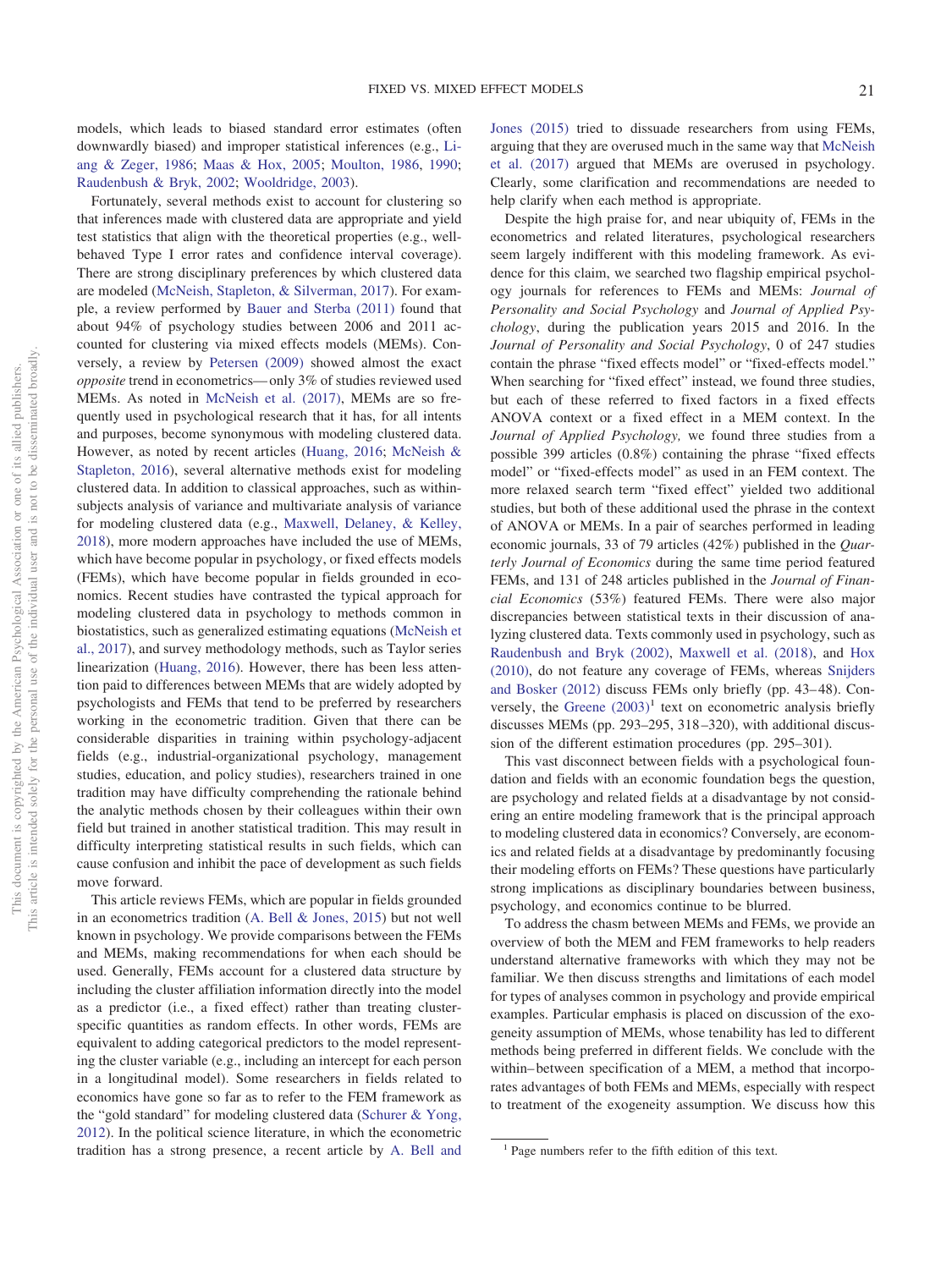models, which leads to biased standard error estimates (often downwardly biased) and improper statistical inferences (e.g., Liang & Zeger, 1986; Maas & Hox, 2005; Moulton, 1986, 1990; Raudenbush & Bryk, 2002; Wooldridge, 2003).

Fortunately, several methods exist to account for clustering so that inferences made with clustered data are appropriate and yield test statistics that align with the theoretical properties (e.g., well-behaved Type I error rates and confidence interval coverage). There are strong disciplinary preferences by which clustered data are modeled (McNeish, Stapleton, & Silverman, 2017). For example, a review performed by Bauer and Sterba (2011) found that about 94% of psychology studies between 2006 and 2011 accounted for clustering via mixed effects models (MEMs). Conversely, a review by Petersen (2009) showed almost the exact *opposite* trend in econometrics—only 3% of studies reviewed used MEMs. As noted in McNeish et al. (2017), MEMs are so frequently used in psychological research that it has, for all intents and purposes, become synonymous with modeling clustered data. However, as noted by recent articles (Huang, 2016; McNeish & Stapleton, 2016), several alternative methods exist for modeling clustered data. In addition to classical approaches, such as within-subjects analysis of variance and multivariate analysis of variance for modeling clustered data (e.g., Maxwell, Delaney, & Kelley, 2018), more modern approaches have included the use of MEMs, which have become popular in psychology, or fixed effects models (FEMs), which have become popular in fields grounded in economics. Recent studies have contrasted the typical approach for modeling clustered data in psychology to methods common in biostatistics, such as generalized estimating equations (McNeish et al., 2017), and survey methodology methods, such as Taylor series linearization (Huang, 2016). However, there has been less attention paid to differences between MEMs that are widely adopted by psychologists and FEMs that tend to be preferred by researchers working in the econometric tradition. Given that there can be considerable disparities in training within psychology-adjacent fields (e.g., industrial-organizational psychology, management studies, education, and policy studies), researchers trained in one tradition may have difficulty comprehending the rationale behind the analytic methods chosen by their colleagues within their own field but trained in another statistical tradition. This may result in difficulty interpreting statistical results in such fields, which can cause confusion and inhibit the pace of development as such fields move forward.

This article reviews FEMs, which are popular in fields grounded in an econometrics tradition (A. Bell & Jones, 2015) but not well known in psychology. We provide comparisons between the FEMs and MEMs, making recommendations for when each should be used. Generally, FEMs account for a clustered data structure by including the cluster affiliation information directly into the model as a predictor (i.e., a fixed effect) rather than treating cluster-specific quantities as random effects. In other words, FEMs are equivalent to adding categorical predictors to the model representing the cluster variable (e.g., including an intercept for each person in a longitudinal model). Some researchers in fields related to economics have gone so far as to refer to the FEM framework as the "gold standard" for modeling clustered data (Schurer & Yong, 2012). In the political science literature, in which the econometric tradition has a strong presence, a recent article by A. Bell and Jones (2015) tried to dissuade researchers from using FEMs, arguing that they are overused much in the same way that McNeish et al. (2017) argued that MEMs are overused in psychology. Clearly, some clarification and recommendations are needed to help clarify when each method is appropriate.

Despite the high praise for, and near ubiquity of, FEMs in the econometrics and related literatures, psychological researchers seem largely indifferent with this modeling framework. As evidence for this claim, we searched two flagship empirical psychology journals for references to FEMs and MEMs: *Journal of Personality and Social Psychology* and *Journal of Applied Psychology*, during the publication years 2015 and 2016. In the *Journal of Personality and Social Psychology*, 0 of 247 studies contain the phrase "fixed effects model" or "fixed-effects model." When searching for "fixed effect" instead, we found three studies, but each of these referred to fixed factors in a fixed effects ANOVA context or a fixed effect in a MEM context. In the *Journal of Applied Psychology,* we found three studies from a possible 399 articles (0.8%) containing the phrase "fixed effects model" or "fixed-effects model" as used in an FEM context. The more relaxed search term "fixed effect" yielded two additional studies, but both of these additional used the phrase in the context of ANOVA or MEMs. In a pair of searches performed in leading economic journals, 33 of 79 articles (42%) published in the *Quarterly Journal of Economics* during the same time period featured FEMs, and 131 of 248 articles published in the *Journal of Financial Economics* (53%) featured FEMs. There were also major discrepancies between statistical texts in their discussion of analyzing clustered data. Texts commonly used in psychology, such as Raudenbush and Bryk (2002), Maxwell et al. (2018), and Hox (2010), do not feature any coverage of FEMs, whereas Snijders and Bosker (2012) discuss FEMs only briefly (pp. 43–48). Conversely, the Greene (2003)[1] text on econometric analysis briefly discusses MEMs (pp. 293–295, 318–320), with additional discussion of the different estimation procedures (pp. 295–301).

This vast disconnect between fields with a psychological foundation and fields with an economic foundation begs the question, are psychology and related fields at a disadvantage by not considering an entire modeling framework that is the principal approach to modeling clustered data in economics? Conversely, are economics and related fields at a disadvantage by predominantly focusing their modeling efforts on FEMs? These questions have particularly strong implications as disciplinary boundaries between business, psychology, and economics continue to be blurred.

To address the chasm between MEMs and FEMs, we provide an overview of both the MEM and FEM frameworks to help readers understand alternative frameworks with which they may not be familiar. We then discuss strengths and limitations of each model for types of analyses common in psychology and provide empirical examples. Particular emphasis is placed on discussion of the exogeneity assumption of MEMs, whose tenability has led to different methods being preferred in different fields. We conclude with the within–between specification of a MEM, a method that incorporates advantages of both FEMs and MEMs, especially with respect to treatment of the exogeneity assumption. We discuss how this

[1] Page numbers refer to the fifth edition of this text.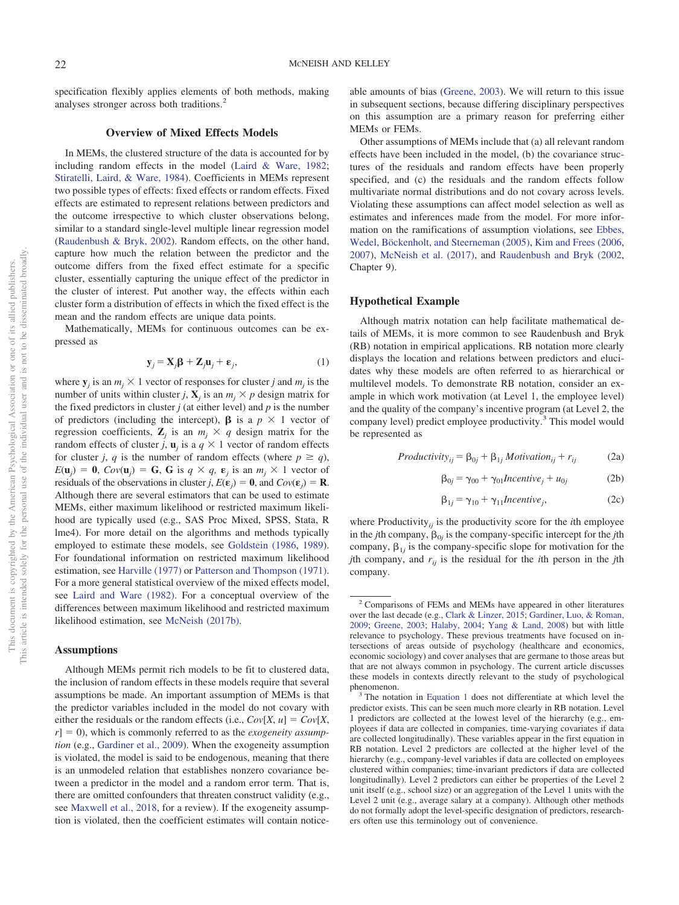specification flexibly applies elements of both methods, making analyses stronger across both traditions.[2]

## Overview of Mixed Effects Models

In MEMs, the clustered structure of the data is accounted for by including random effects in the model (Laird & Ware, 1982; Stiratelli, Laird, & Ware, 1984). Coefficients in MEMs represent two possible types of effects: fixed effects or random effects. Fixed effects are estimated to represent relations between predictors and the outcome irrespective to which cluster observations belong, similar to a standard single-level multiple linear regression model (Raudenbush & Bryk, 2002). Random effects, on the other hand, capture how much the relation between the predictor and the outcome differs from the fixed effect estimate for a specific cluster, essentially capturing the unique effect of the predictor in the cluster of interest. Put another way, the effects within each cluster form a distribution of effects in which the fixed effect is the mean and the random effects are unique data points.

Mathematically, MEMs for continuous outcomes can be expressed as

$$\mathbf{y}_j = \mathbf{X}_j\boldsymbol{\beta} + \mathbf{Z}_j\mathbf{u}_j + \boldsymbol{\varepsilon}_j, \tag{1}$$

where $\mathbf{y}_j$ is an $m_j \times 1$ vector of responses for cluster $j$ and $m_j$ is the number of units within cluster $j$, $\mathbf{X}_j$ is an $m_j \times p$ design matrix for the fixed predictors in cluster $j$ (at either level) and $p$ is the number of predictors (including the intercept), $\boldsymbol{\beta}$ is a $p \times 1$ vector of regression coefficients, $\mathbf{Z}_j$ is an $m_j \times q$ design matrix for the random effects of cluster $j$, $\mathbf{u}_j$ is a $q \times 1$ vector of random effects for cluster $j$, $q$ is the number of random effects (where $p \geq q$), $E(\mathbf{u}_j) = \mathbf{0}$, $Cov(\mathbf{u}_j) = \mathbf{G}$, $\mathbf{G}$ is $q \times q$, $\boldsymbol{\varepsilon}_j$ is an $m_j \times 1$ vector of residuals of the observations in cluster $j$, $E(\boldsymbol{\varepsilon}_j) = \mathbf{0}$, and $Cov(\boldsymbol{\varepsilon}_j) = \mathbf{R}$. Although there are several estimators that can be used to estimate MEMs, either maximum likelihood or restricted maximum likelihood are typically used (e.g., SAS Proc Mixed, SPSS, Stata, R lme4). For more detail on the algorithms and methods typically employed to estimate these models, see Goldstein (1986, 1989). For foundational information on restricted maximum likelihood estimation, see Harville (1977) or Patterson and Thompson (1971). For a more general statistical overview of the mixed effects model, see Laird and Ware (1982). For a conceptual overview of the differences between maximum likelihood and restricted maximum likelihood estimation, see McNeish (2017b).

### Assumptions

Although MEMs permit rich models to be fit to clustered data, the inclusion of random effects in these models require that several assumptions be made. An important assumption of MEMs is that the predictor variables included in the model do not covary with either the residuals or the random effects (i.e., $Cov[X, u] = Cov[X, r] = 0$), which is commonly referred to as the *exogeneity assumption* (e.g., Gardiner et al., 2009). When the exogeneity assumption is violated, the model is said to be endogenous, meaning that there is an unmodeled relation that establishes nonzero covariance between a predictor in the model and a random error term. That is, there are omitted confounders that threaten construct validity (e.g., see Maxwell et al., 2018, for a review). If the exogeneity assumption is violated, then the coefficient estimates will contain noticeable amounts of bias (Greene, 2003). We will return to this issue in subsequent sections, because differing disciplinary perspectives on this assumption are a primary reason for preferring either MEMs or FEMs.

Other assumptions of MEMs include that (a) all relevant random effects have been included in the model, (b) the covariance structures of the residuals and random effects have been properly specified, and (c) the residuals and the random effects follow multivariate normal distributions and do not covary across levels. Violating these assumptions can affect model selection as well as estimates and inferences made from the model. For more information on the ramifications of assumption violations, see Ebbes, Wedel, Böckenholt, and Steerneman (2005), Kim and Frees (2006, 2007), McNeish et al. (2017), and Raudenbush and Bryk (2002, Chapter 9).

### Hypothetical Example

Although matrix notation can help facilitate mathematical details of MEMs, it is more common to see Raudenbush and Bryk (RB) notation in empirical applications. RB notation more clearly displays the location and relations between predictors and elucidates why these models are often referred to as hierarchical or multilevel models. To demonstrate RB notation, consider an example in which work motivation (at Level 1, the employee level) and the quality of the company's incentive program (at Level 2, the company level) predict employee productivity.[3] This model would be represented as

$$Productivity_{ij} = \beta_{0j} + \beta_{1j}\,Motivation_{ij} + r_{ij} \tag{2a}$$

$$\beta_{0j} = \gamma_{00} + \gamma_{01}Incentive_j + u_{0j} \tag{2b}$$

$$\beta_{1j} = \gamma_{10} + \gamma_{11}Incentive_j, \tag{2c}$$

where $\text{Productivity}_{ij}$ is the productivity score for the $i$th employee in the $j$th company, $\beta_{0j}$ is the company-specific intercept for the $j$th company, $\beta_{1j}$ is the company-specific slope for motivation for the $j$th company, and $r_{ij}$ is the residual for the $i$th person in the $j$th company.

---

[2] Comparisons of FEMs and MEMs have appeared in other literatures over the last decade (e.g., Clark & Linzer, 2015; Gardiner, Luo, & Roman, 2009; Greene, 2003; Halaby, 2004; Yang & Land, 2008) but with little relevance to psychology. These previous treatments have focused on intersections of areas outside of psychology (healthcare and economics, economic sociology) and cover analyses that are germane to those areas but that are not always common in psychology. The current article discusses these models in contexts directly relevant to the study of psychological phenomenon.

[3] The notation in Equation 1 does not differentiate at which level the predictor exists. This can be seen much more clearly in RB notation. Level 1 predictors are collected at the lowest level of the hierarchy (e.g., employees if data are collected in companies, time-varying covariates if data are collected longitudinally). These variables appear in the first equation in RB notation. Level 2 predictors are collected at the higher level of the hierarchy (e.g., company-level variables if data are collected on employees clustered within companies; time-invariant predictors if data are collected longitudinally). Level 2 predictors can either be properties of the Level 2 unit itself (e.g., school size) or an aggregation of the Level 1 units with the Level 2 unit (e.g., average salary at a company). Although other methods do not formally adopt the level-specific designation of predictors, researchers often use this terminology out of convenience.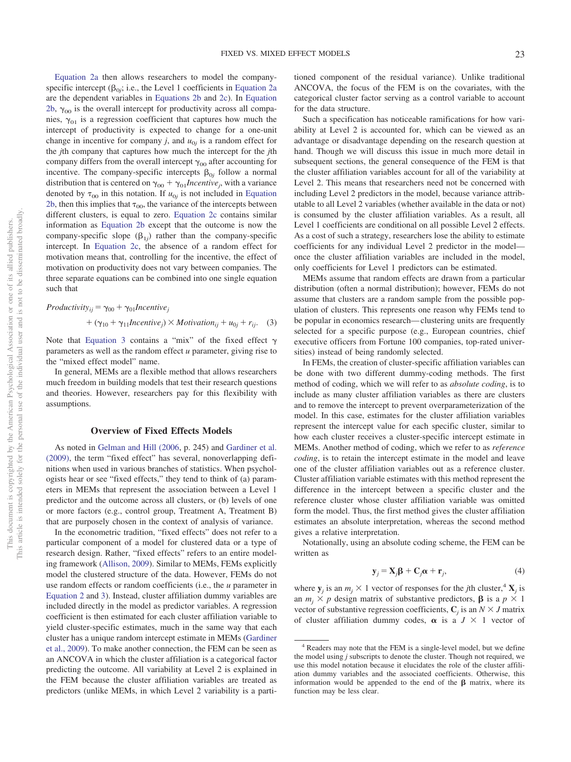Equation 2a then allows researchers to model the company-specific intercept ($\beta_{0j}$; i.e., the Level 1 coefficients in Equation 2a are the dependent variables in Equations 2b and 2c). In Equation 2b, $\gamma_{00}$ is the overall intercept for productivity across all companies, $\gamma_{01}$ is a regression coefficient that captures how much the intercept of productivity is expected to change for a one-unit change in incentive for company $j$, and $u_{0j}$ is a random effect for the $j$th company that captures how much the intercept for the $j$th company differs from the overall intercept $\gamma_{00}$ after accounting for incentive. The company-specific intercepts $\beta_{0j}$ follow a normal distribution that is centered on $\gamma_{00} + \gamma_{01}Incentive_j$, with a variance denoted by $\tau_{00}$ in this notation. If $u_{0j}$ is not included in Equation 2b, then this implies that $\tau_{00}$, the variance of the intercepts between different clusters, is equal to zero. Equation 2c contains similar information as Equation 2b except that the outcome is now the company-specific slope ($\beta_{1j}$) rather than the company-specific intercept. In Equation 2c, the absence of a random effect for motivation means that, controlling for the incentive, the effect of motivation on productivity does not vary between companies. The three separate equations can be combined into one single equation such that

$$Productivity_{ij} = \gamma_{00} + \gamma_{01}Incentive_j + (\gamma_{10} + \gamma_{11}Incentive_j) \times Motivation_{ij} + u_{0j} + r_{ij}. \quad (3)$$

Note that Equation 3 contains a "mix" of the fixed effect $\gamma$ parameters as well as the random effect $u$ parameter, giving rise to the "mixed effect model" name.

In general, MEMs are a flexible method that allows researchers much freedom in building models that test their research questions and theories. However, researchers pay for this flexibility with assumptions.

## Overview of Fixed Effects Models

As noted in Gelman and Hill (2006, p. 245) and Gardiner et al. (2009), the term "fixed effect" has several, nonoverlapping definitions when used in various branches of statistics. When psychologists hear or see "fixed effects," they tend to think of (a) parameters in MEMs that represent the association between a Level 1 predictor and the outcome across all clusters, or (b) levels of one or more factors (e.g., control group, Treatment A, Treatment B) that are purposely chosen in the context of analysis of variance.

In the econometric tradition, "fixed effects" does not refer to a particular component of a model for clustered data or a type of research design. Rather, "fixed effects" refers to an entire modeling framework (Allison, 2009). Similar to MEMs, FEMs explicitly model the clustered structure of the data. However, FEMs do not use random effects or random coefficients (i.e., the $u$ parameter in Equation 2 and 3). Instead, cluster affiliation dummy variables are included directly in the model as predictor variables. A regression coefficient is then estimated for each cluster affiliation variable to yield cluster-specific estimates, much in the same way that each cluster has a unique random intercept estimate in MEMs (Gardiner et al., 2009). To make another connection, the FEM can be seen as an ANCOVA in which the cluster affiliation is a categorical factor predicting the outcome. All variability at Level 2 is explained in the FEM because the cluster affiliation variables are treated as predictors (unlike MEMs, in which Level 2 variability is a partitioned component of the residual variance). Unlike traditional ANCOVA, the focus of the FEM is on the covariates, with the categorical cluster factor serving as a control variable to account for the data structure.

Such a specification has noticeable ramifications for how variability at Level 2 is accounted for, which can be viewed as an advantage or disadvantage depending on the research question at hand. Though we will discuss this issue in much more detail in subsequent sections, the general consequence of the FEM is that the cluster affiliation variables account for all of the variability at Level 2. This means that researchers need not be concerned with including Level 2 predictors in the model, because variance attributable to all Level 2 variables (whether available in the data or not) is consumed by the cluster affiliation variables. As a result, all Level 1 coefficients are conditional on all possible Level 2 effects. As a cost of such a strategy, researchers lose the ability to estimate coefficients for any individual Level 2 predictor in the model—once the cluster affiliation variables are included in the model, only coefficients for Level 1 predictors can be estimated.

MEMs assume that random effects are drawn from a particular distribution (often a normal distribution); however, FEMs do not assume that clusters are a random sample from the possible population of clusters. This represents one reason why FEMs tend to be popular in economics research—clustering units are frequently selected for a specific purpose (e.g., European countries, chief executive officers from Fortune 100 companies, top-rated universities) instead of being randomly selected.

In FEMs, the creation of cluster-specific affiliation variables can be done with two different dummy-coding methods. The first method of coding, which we will refer to as *absolute coding*, is to include as many cluster affiliation variables as there are clusters and to remove the intercept to prevent overparameterization of the model. In this case, estimates for the cluster affiliation variables represent the intercept value for each specific cluster, similar to how each cluster receives a cluster-specific intercept estimate in MEMs. Another method of coding, which we refer to as *reference coding*, is to retain the intercept estimate in the model and leave one of the cluster affiliation variables out as a reference cluster. Cluster affiliation variable estimates with this method represent the difference in the intercept between a specific cluster and the reference cluster whose cluster affiliation variable was omitted form the model. Thus, the first method gives the cluster affiliation estimates an absolute interpretation, whereas the second method gives a relative interpretation.

Notationally, using an absolute coding scheme, the FEM can be written as

$$\mathbf{y}_j = \mathbf{X}_j\boldsymbol{\beta} + \mathbf{C}_j\boldsymbol{\alpha} + \mathbf{r}_j, \quad (4)$$

where $\mathbf{y}_j$ is an $m_j \times 1$ vector of responses for the $j$th cluster,[4] $\mathbf{X}_j$ is an $m_j \times p$ design matrix of substantive predictors, $\boldsymbol{\beta}$ is a $p \times 1$ vector of substantive regression coefficients, $\mathbf{C}_j$ is an $N \times J$ matrix of cluster affiliation dummy codes, $\boldsymbol{\alpha}$ is a $J \times 1$ vector of

[4] Readers may note that the FEM is a single-level model, but we define the model using $j$ subscripts to denote the cluster. Though not required, we use this model notation because it elucidates the role of the cluster affiliation dummy variables and the associated coefficients. Otherwise, this information would be appended to the end of the $\boldsymbol{\beta}$ matrix, where its function may be less clear.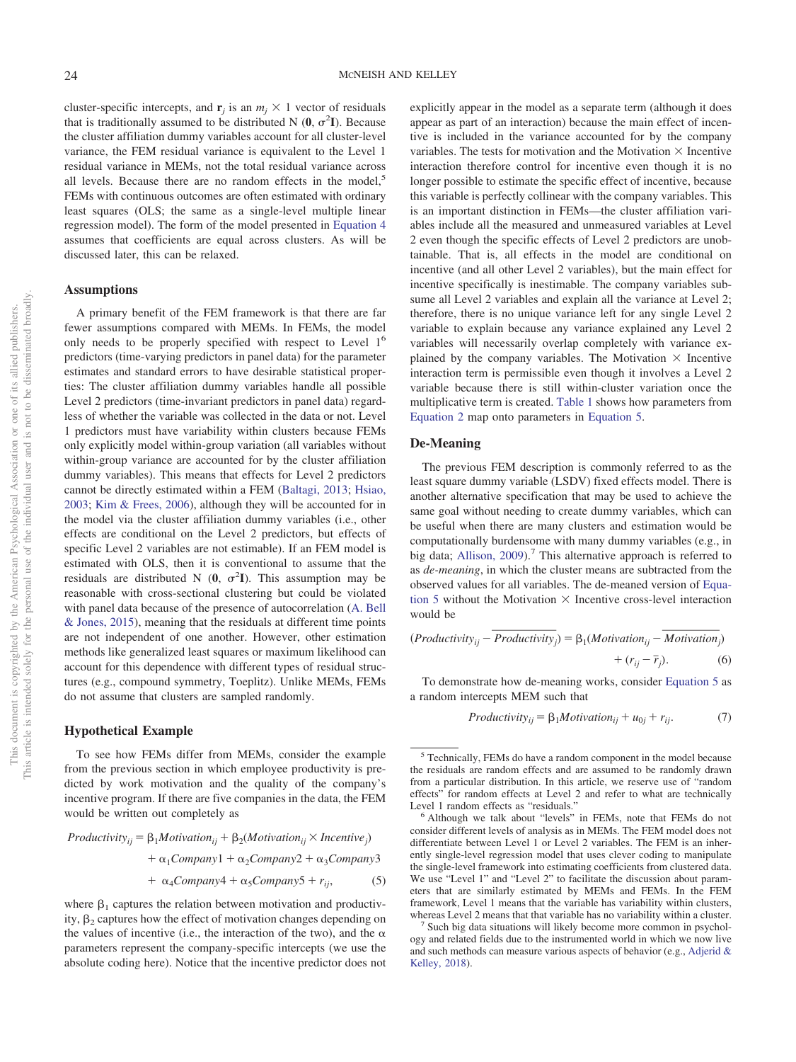cluster-specific intercepts, and $\mathbf{r}_j$ is an $m_j \times 1$ vector of residuals that is traditionally assumed to be distributed N $(\mathbf{0}, \sigma^2\mathbf{I})$. Because the cluster affiliation dummy variables account for all cluster-level variance, the FEM residual variance is equivalent to the Level 1 residual variance in MEMs, not the total residual variance across all levels. Because there are no random effects in the model,[5] FEMs with continuous outcomes are often estimated with ordinary least squares (OLS; the same as a single-level multiple linear regression model). The form of the model presented in Equation 4 assumes that coefficients are equal across clusters. As will be discussed later, this can be relaxed.

## Assumptions

A primary benefit of the FEM framework is that there are far fewer assumptions compared with MEMs. In FEMs, the model only needs to be properly specified with respect to Level 1[6] predictors (time-varying predictors in panel data) for the parameter estimates and standard errors to have desirable statistical properties: The cluster affiliation dummy variables handle all possible Level 2 predictors (time-invariant predictors in panel data) regardless of whether the variable was collected in the data or not. Level 1 predictors must have variability within clusters because FEMs only explicitly model within-group variation (all variables without within-group variance are accounted for by the cluster affiliation dummy variables). This means that effects for Level 2 predictors cannot be directly estimated within a FEM (Baltagi, 2013; Hsiao, 2003; Kim & Frees, 2006), although they will be accounted for in the model via the cluster affiliation dummy variables (i.e., other effects are conditional on the Level 2 predictors, but effects of specific Level 2 variables are not estimable). If an FEM model is estimated with OLS, then it is conventional to assume that the residuals are distributed N $(\mathbf{0}, \sigma^2\mathbf{I})$. This assumption may be reasonable with cross-sectional clustering but could be violated with panel data because of the presence of autocorrelation (A. Bell & Jones, 2015), meaning that the residuals at different time points are not independent of one another. However, other estimation methods like generalized least squares or maximum likelihood can account for this dependence with different types of residual structures (e.g., compound symmetry, Toeplitz). Unlike MEMs, FEMs do not assume that clusters are sampled randomly.

## Hypothetical Example

To see how FEMs differ from MEMs, consider the example from the previous section in which employee productivity is predicted by work motivation and the quality of the company's incentive program. If there are five companies in the data, the FEM would be written out completely as

$$
\begin{aligned}
Productivity_{ij} = {} & \beta_1 Motivation_{ij} + \beta_2(Motivation_{ij} \times Incentive_j) \\
& + \alpha_1 Company1 + \alpha_2 Company2 + \alpha_3 Company3 \\
& + \alpha_4 Company4 + \alpha_5 Company5 + r_{ij}, \qquad (5)
\end{aligned}
$$

where $\beta_1$ captures the relation between motivation and productivity, $\beta_2$ captures how the effect of motivation changes depending on the values of incentive (i.e., the interaction of the two), and the $\alpha$ parameters represent the company-specific intercepts (we use the absolute coding here). Notice that the incentive predictor does not explicitly appear in the model as a separate term (although it does appear as part of an interaction) because the main effect of incentive is included in the variance accounted for by the company variables. The tests for motivation and the Motivation × Incentive interaction therefore control for incentive even though it is no longer possible to estimate the specific effect of incentive, because this variable is perfectly collinear with the company variables. This is an important distinction in FEMs—the cluster affiliation variables include all the measured and unmeasured variables at Level 2 even though the specific effects of Level 2 predictors are unobtainable. That is, all effects in the model are conditional on incentive (and all other Level 2 variables), but the main effect for incentive specifically is inestimable. The company variables subsume all Level 2 variables and explain all the variance at Level 2; therefore, there is no unique variance left for any single Level 2 variable to explain because any variance explained any Level 2 variables will necessarily overlap completely with variance explained by the company variables. The Motivation × Incentive interaction term is permissible even though it involves a Level 2 variable because there is still within-cluster variation once the multiplicative term is created. Table 1 shows how parameters from Equation 2 map onto parameters in Equation 5.

## De-Meaning

The previous FEM description is commonly referred to as the least square dummy variable (LSDV) fixed effects model. There is another alternative specification that may be used to achieve the same goal without needing to create dummy variables, which can be useful when there are many clusters and estimation would be computationally burdensome with many dummy variables (e.g., in big data; Allison, 2009).[7] This alternative approach is referred to as *de-meaning*, in which the cluster means are subtracted from the observed values for all variables. The de-meaned version of Equation 5 without the Motivation × Incentive cross-level interaction would be

$$
(Productivity_{ij} - \overline{Productivity_j}) = \beta_1(Motivation_{ij} - \overline{Motivation_j}) + (r_{ij} - \bar{r}_j). \qquad (6)
$$

To demonstrate how de-meaning works, consider Equation 5 as a random intercepts MEM such that

$$
Productivity_{ij} = \beta_1 Motivation_{ij} + u_{0j} + r_{ij}. \qquad (7)
$$

[5] Technically, FEMs do have a random component in the model because the residuals are random effects and are assumed to be randomly drawn from a particular distribution. In this article, we reserve use of "random effects" for random effects at Level 2 and refer to what are technically Level 1 random effects as "residuals."

[6] Although we talk about "levels" in FEMs, note that FEMs do not consider different levels of analysis as in MEMs. The FEM model does not differentiate between Level 1 or Level 2 variables. The FEM is an inherently single-level regression model that uses clever coding to manipulate the single-level framework into estimating coefficients from clustered data. We use "Level 1" and "Level 2" to facilitate the discussion about parameters that are similarly estimated by MEMs and FEMs. In the FEM framework, Level 1 means that the variable has variability within clusters, whereas Level 2 means that that variable has no variability within a cluster.

[7] Such big data situations will likely become more common in psychology and related fields due to the instrumented world in which we now live and such methods can measure various aspects of behavior (e.g., Adjerid & Kelley, 2018).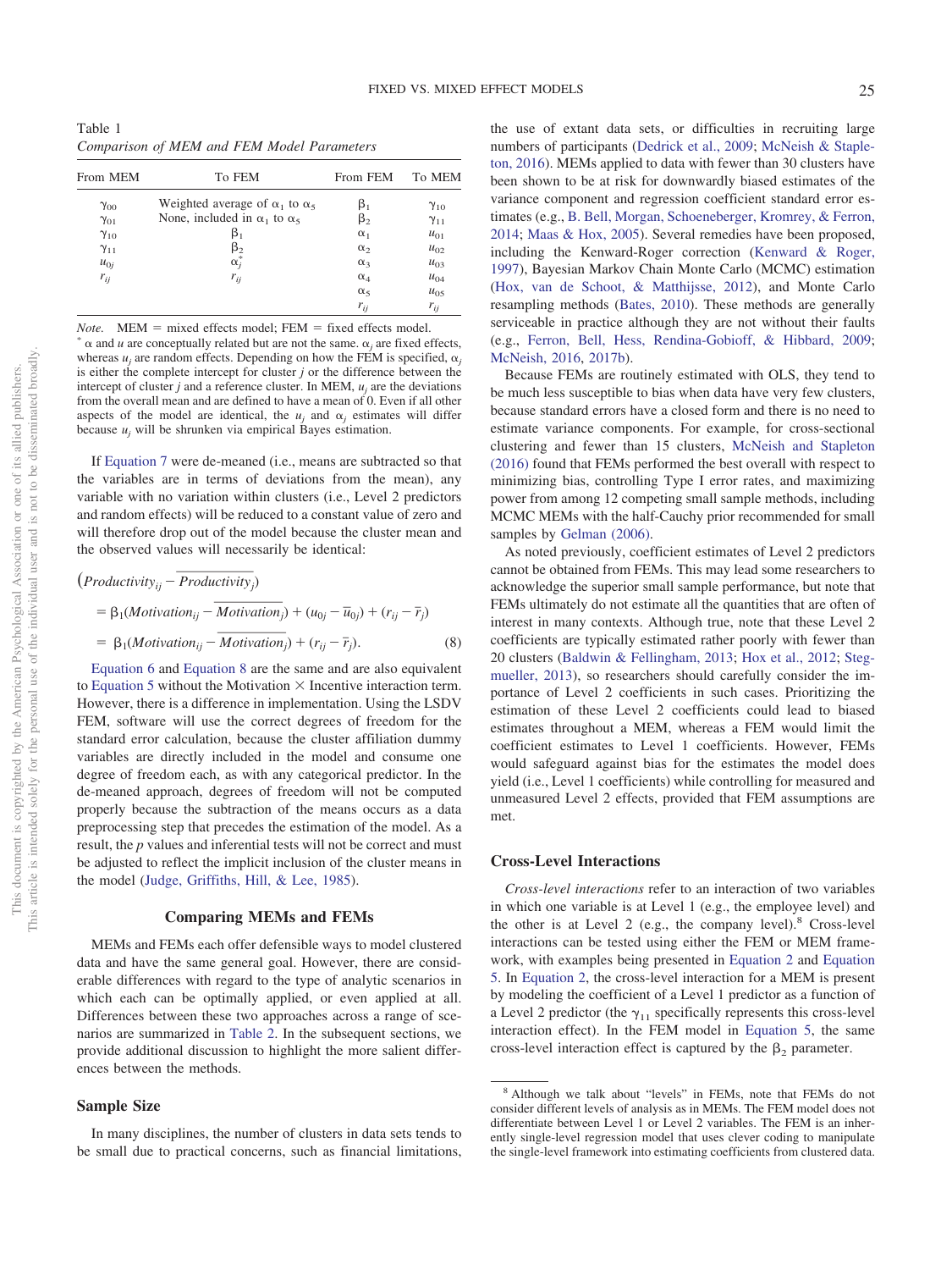Table 1
*Comparison of MEM and FEM Model Parameters*

| From MEM | To FEM | From FEM | To MEM |
|---|---|---|---|
| $\gamma_{00}$ | Weighted average of $\alpha_1$ to $\alpha_5$ | $\beta_1$ | $\gamma_{10}$ |
| $\gamma_{01}$ | None, included in $\alpha_1$ to $\alpha_5$ | $\beta_2$ | $\gamma_{11}$ |
| $\gamma_{10}$ | $\beta_1$ | $\alpha_1$ | $u_{01}$ |
| $\gamma_{11}$ | $\beta_2$ | $\alpha_2$ | $u_{02}$ |
| $u_{0j}$ | $\alpha_j^*$ | $\alpha_3$ | $u_{03}$ |
| $r_{ij}$ | $r_{ij}$ | $\alpha_4$ | $u_{04}$ |
| | | $\alpha_5$ | $u_{05}$ |
| | | $r_{ij}$ | $r_{ij}$ |

*Note.* MEM = mixed effects model; FEM = fixed effects model.
[*] $\alpha$ and $u$ are conceptually related but are not the same. $\alpha_j$ are fixed effects, whereas $u_j$ are random effects. Depending on how the FEM is specified, $\alpha_j$ is either the complete intercept for cluster $j$ or the difference between the intercept of cluster $j$ and a reference cluster. In MEM, $u_j$ are the deviations from the overall mean and are defined to have a mean of 0. Even if all other aspects of the model are identical, the $u_j$ and $\alpha_j$ estimates will differ because $u_j$ will be shrunken via empirical Bayes estimation.

If Equation 7 were de-meaned (i.e., means are subtracted so that the variables are in terms of deviations from the mean), any variable with no variation within clusters (i.e., Level 2 predictors and random effects) will be reduced to a constant value of zero and will therefore drop out of the model because the cluster mean and the observed values will necessarily be identical:

$$
\begin{aligned}
&(Productivity_{ij} - \overline{Productivity_j}) \\
&= \beta_1(Motivation_{ij} - \overline{Motivation_j}) + (u_{0j} - \bar{u}_{0j}) + (r_{ij} - \bar{r}_j) \\
&= \beta_1(Motivation_{ij} - \overline{Motivation_j}) + (r_{ij} - \bar{r}_j). \qquad (8)
\end{aligned}
$$

Equation 6 and Equation 8 are the same and are also equivalent to Equation 5 without the Motivation × Incentive interaction term. However, there is a difference in implementation. Using the LSDV FEM, software will use the correct degrees of freedom for the standard error calculation, because the cluster affiliation dummy variables are directly included in the model and consume one degree of freedom each, as with any categorical predictor. In the de-meaned approach, degrees of freedom will not be computed properly because the subtraction of the means occurs as a data preprocessing step that precedes the estimation of the model. As a result, the *p* values and inferential tests will not be correct and must be adjusted to reflect the implicit inclusion of the cluster means in the model (Judge, Griffiths, Hill, & Lee, 1985).

## Comparing MEMs and FEMs

MEMs and FEMs each offer defensible ways to model clustered data and have the same general goal. However, there are considerable differences with regard to the type of analytic scenarios in which each can be optimally applied, or even applied at all. Differences between these two approaches across a range of scenarios are summarized in Table 2. In the subsequent sections, we provide additional discussion to highlight the more salient differences between the methods.

### Sample Size

In many disciplines, the number of clusters in data sets tends to be small due to practical concerns, such as financial limitations, the use of extant data sets, or difficulties in recruiting large numbers of participants (Dedrick et al., 2009; McNeish & Stapleton, 2016). MEMs applied to data with fewer than 30 clusters have been shown to be at risk for downwardly biased estimates of the variance component and regression coefficient standard error estimates (e.g., B. Bell, Morgan, Schoeneberger, Kromrey, & Ferron, 2014; Maas & Hox, 2005). Several remedies have been proposed, including the Kenward-Roger correction (Kenward & Roger, 1997), Bayesian Markov Chain Monte Carlo (MCMC) estimation (Hox, van de Schoot, & Matthijsse, 2012), and Monte Carlo resampling methods (Bates, 2010). These methods are generally serviceable in practice although they are not without their faults (e.g., Ferron, Bell, Hess, Rendina-Gobioff, & Hibbard, 2009; McNeish, 2016, 2017b).

Because FEMs are routinely estimated with OLS, they tend to be much less susceptible to bias when data have very few clusters, because standard errors have a closed form and there is no need to estimate variance components. For example, for cross-sectional clustering and fewer than 15 clusters, McNeish and Stapleton (2016) found that FEMs performed the best overall with respect to minimizing bias, controlling Type I error rates, and maximizing power from among 12 competing small sample methods, including MCMC MEMs with the half-Cauchy prior recommended for small samples by Gelman (2006).

As noted previously, coefficient estimates of Level 2 predictors cannot be obtained from FEMs. This may lead some researchers to acknowledge the superior small sample performance, but note that FEMs ultimately do not estimate all the quantities that are often of interest in many contexts. Although true, note that these Level 2 coefficients are typically estimated rather poorly with fewer than 20 clusters (Baldwin & Fellingham, 2013; Hox et al., 2012; Stegmueller, 2013), so researchers should carefully consider the importance of Level 2 coefficients in such cases. Prioritizing the estimation of these Level 2 coefficients could lead to biased estimates throughout a MEM, whereas a FEM would limit the coefficient estimates to Level 1 coefficients. However, FEMs would safeguard against bias for the estimates the model does yield (i.e., Level 1 coefficients) while controlling for measured and unmeasured Level 2 effects, provided that FEM assumptions are met.

### Cross-Level Interactions

*Cross-level interactions* refer to an interaction of two variables in which one variable is at Level 1 (e.g., the employee level) and the other is at Level 2 (e.g., the company level).[8] Cross-level interactions can be tested using either the FEM or MEM framework, with examples being presented in Equation 2 and Equation 5. In Equation 2, the cross-level interaction for a MEM is present by modeling the coefficient of a Level 1 predictor as a function of a Level 2 predictor (the $\gamma_{11}$ specifically represents this cross-level interaction effect). In the FEM model in Equation 5, the same cross-level interaction effect is captured by the $\beta_2$ parameter.

[8] Although we talk about "levels" in FEMs, note that FEMs do not consider different levels of analysis as in MEMs. The FEM model does not differentiate between Level 1 or Level 2 variables. The FEM is an inherently single-level regression model that uses clever coding to manipulate the single-level framework into estimating coefficients from clustered data.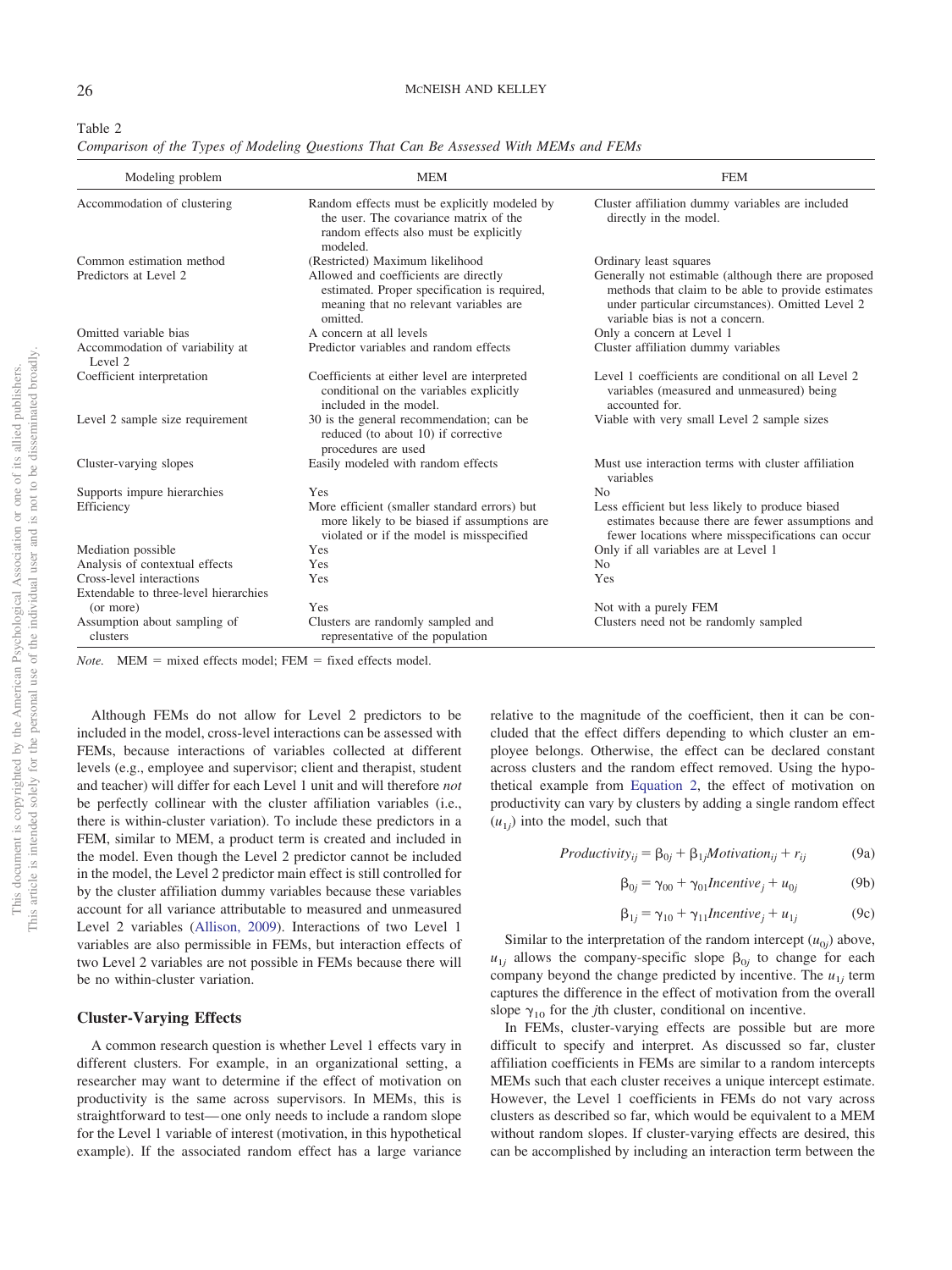Table 2
*Comparison of the Types of Modeling Questions That Can Be Assessed With MEMs and FEMs*

| Modeling problem | MEM | FEM |
|---|---|---|
| Accommodation of clustering | Random effects must be explicitly modeled by the user. The covariance matrix of the random effects also must be explicitly modeled. | Cluster affiliation dummy variables are included directly in the model. |
| Common estimation method | (Restricted) Maximum likelihood | Ordinary least squares |
| Predictors at Level 2 | Allowed and coefficients are directly estimated. Proper specification is required, meaning that no relevant variables are omitted. | Generally not estimable (although there are proposed methods that claim to be able to provide estimates under particular circumstances). Omitted Level 2 variable bias is not a concern. |
| Omitted variable bias | A concern at all levels | Only a concern at Level 1 |
| Accommodation of variability at Level 2 | Predictor variables and random effects | Cluster affiliation dummy variables |
| Coefficient interpretation | Coefficients at either level are interpreted conditional on the variables explicitly included in the model. | Level 1 coefficients are conditional on all Level 2 variables (measured and unmeasured) being accounted for. |
| Level 2 sample size requirement | 30 is the general recommendation; can be reduced (to about 10) if corrective procedures are used | Viable with very small Level 2 sample sizes |
| Cluster-varying slopes | Easily modeled with random effects | Must use interaction terms with cluster affiliation variables |
| Supports impure hierarchies | Yes | No |
| Efficiency | More efficient (smaller standard errors) but more likely to be biased if assumptions are violated or if the model is misspecified | Less efficient but less likely to produce biased estimates because there are fewer assumptions and fewer locations where misspecifications can occur |
| Mediation possible | Yes | Only if all variables are at Level 1 |
| Analysis of contextual effects | Yes | No |
| Cross-level interactions | Yes | Yes |
| Extendable to three-level hierarchies (or more) | Yes | Not with a purely FEM |
| Assumption about sampling of clusters | Clusters are randomly sampled and representative of the population | Clusters need not be randomly sampled |

*Note.* MEM = mixed effects model; FEM = fixed effects model.

Although FEMs do not allow for Level 2 predictors to be included in the model, cross-level interactions can be assessed with FEMs, because interactions of variables collected at different levels (e.g., employee and supervisor; client and therapist, student and teacher) will differ for each Level 1 unit and will therefore *not* be perfectly collinear with the cluster affiliation variables (i.e., there is within-cluster variation). To include these predictors in a FEM, similar to MEM, a product term is created and included in the model. Even though the Level 2 predictor cannot be included in the model, the Level 2 predictor main effect is still controlled for by the cluster affiliation dummy variables because these variables account for all variance attributable to measured and unmeasured Level 2 variables (Allison, 2009). Interactions of two Level 1 variables are also permissible in FEMs, but interaction effects of two Level 2 variables are not possible in FEMs because there will be no within-cluster variation.

## Cluster-Varying Effects

A common research question is whether Level 1 effects vary in different clusters. For example, in an organizational setting, a researcher may want to determine if the effect of motivation on productivity is the same across supervisors. In MEMs, this is straightforward to test—one only needs to include a random slope for the Level 1 variable of interest (motivation, in this hypothetical example). If the associated random effect has a large variance relative to the magnitude of the coefficient, then it can be concluded that the effect differs depending to which cluster an employee belongs. Otherwise, the effect can be declared constant across clusters and the random effect removed. Using the hypothetical example from Equation 2, the effect of motivation on productivity can vary by clusters by adding a single random effect ($u_{1j}$) into the model, such that

$$Productivity_{ij} = \beta_{0j} + \beta_{1j}Motivation_{ij} + r_{ij} \tag{9a}$$

$$\beta_{0j} = \gamma_{00} + \gamma_{01}Incentive_j + u_{0j} \tag{9b}$$

$$\beta_{1j} = \gamma_{10} + \gamma_{11}Incentive_j + u_{1j} \tag{9c}$$

Similar to the interpretation of the random intercept ($u_{0j}$) above, $u_{1j}$ allows the company-specific slope $\beta_{0j}$ to change for each company beyond the change predicted by incentive. The $u_{1j}$ term captures the difference in the effect of motivation from the overall slope $\gamma_{10}$ for the $j$th cluster, conditional on incentive.

In FEMs, cluster-varying effects are possible but are more difficult to specify and interpret. As discussed so far, cluster affiliation coefficients in FEMs are similar to a random intercepts MEMs such that each cluster receives a unique intercept estimate. However, the Level 1 coefficients in FEMs do not vary across clusters as described so far, which would be equivalent to a MEM without random slopes. If cluster-varying effects are desired, this can be accomplished by including an interaction term between the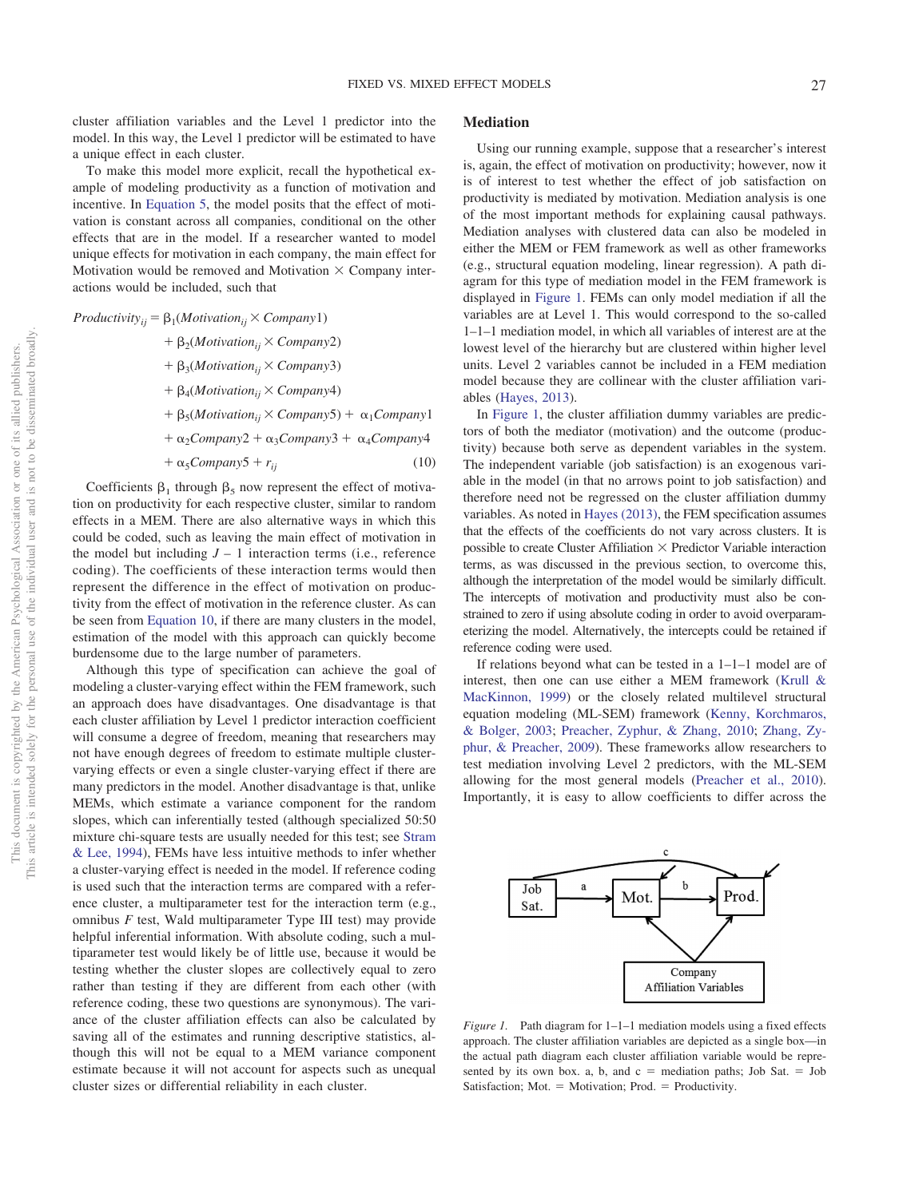cluster affiliation variables and the Level 1 predictor into the model. In this way, the Level 1 predictor will be estimated to have a unique effect in each cluster.

To make this model more explicit, recall the hypothetical example of modeling productivity as a function of motivation and incentive. In Equation 5, the model posits that the effect of motivation is constant across all companies, conditional on the other effects that are in the model. If a researcher wanted to model unique effects for motivation in each company, the main effect for Motivation would be removed and Motivation × Company interactions would be included, such that

$$
\begin{aligned}
Productivity_{ij} = {} & \beta_1(Motivation_{ij} \times Company1) \\
& + \beta_2(Motivation_{ij} \times Company2) \\
& + \beta_3(Motivation_{ij} \times Company3) \\
& + \beta_4(Motivation_{ij} \times Company4) \\
& + \beta_5(Motivation_{ij} \times Company5) + \alpha_1 Company1 \\
& + \alpha_2 Company2 + \alpha_3 Company3 + \alpha_4 Company4 \\
& + \alpha_5 Company5 + r_{ij} \qquad (10)
\end{aligned}
$$

Coefficients $\beta_1$ through $\beta_5$ now represent the effect of motivation on productivity for each respective cluster, similar to random effects in a MEM. There are also alternative ways in which this could be coded, such as leaving the main effect of motivation in the model but including $J - 1$ interaction terms (i.e., reference coding). The coefficients of these interaction terms would then represent the difference in the effect of motivation on productivity from the effect of motivation in the reference cluster. As can be seen from Equation 10, if there are many clusters in the model, estimation of the model with this approach can quickly become burdensome due to the large number of parameters.

Although this type of specification can achieve the goal of modeling a cluster-varying effect within the FEM framework, such an approach does have disadvantages. One disadvantage is that each cluster affiliation by Level 1 predictor interaction coefficient will consume a degree of freedom, meaning that researchers may not have enough degrees of freedom to estimate multiple cluster-varying effects or even a single cluster-varying effect if there are many predictors in the model. Another disadvantage is that, unlike MEMs, which estimate a variance component for the random slopes, which can inferentially tested (although specialized 50:50 mixture chi-square tests are usually needed for this test; see Stram & Lee, 1994), FEMs have less intuitive methods to infer whether a cluster-varying effect is needed in the model. If reference coding is used such that the interaction terms are compared with a reference cluster, a multiparameter test for the interaction term (e.g., omnibus $F$ test, Wald multiparameter Type III test) may provide helpful inferential information. With absolute coding, such a multiparameter test would likely be of little use, because it would be testing whether the cluster slopes are collectively equal to zero rather than testing if they are different from each other (with reference coding, these two questions are synonymous). The variance of the cluster affiliation effects can also be calculated by saving all of the estimates and running descriptive statistics, although this will not be equal to a MEM variance component estimate because it will not account for aspects such as unequal cluster sizes or differential reliability in each cluster.

## Mediation

Using our running example, suppose that a researcher's interest is, again, the effect of motivation on productivity; however, now it is of interest to test whether the effect of job satisfaction on productivity is mediated by motivation. Mediation analysis is one of the most important methods for explaining causal pathways. Mediation analyses with clustered data can also be modeled in either the MEM or FEM framework as well as other frameworks (e.g., structural equation modeling, linear regression). A path diagram for this type of mediation model in the FEM framework is displayed in Figure 1. FEMs can only model mediation if all the variables are at Level 1. This would correspond to the so-called 1–1–1 mediation model, in which all variables of interest are at the lowest level of the hierarchy but are clustered within higher level units. Level 2 variables cannot be included in a FEM mediation model because they are collinear with the cluster affiliation variables (Hayes, 2013).

In Figure 1, the cluster affiliation dummy variables are predictors of both the mediator (motivation) and the outcome (productivity) because both serve as dependent variables in the system. The independent variable (job satisfaction) is an exogenous variable in the model (in that no arrows point to job satisfaction) and therefore need not be regressed on the cluster affiliation dummy variables. As noted in Hayes (2013), the FEM specification assumes that the effects of the coefficients do not vary across clusters. It is possible to create Cluster Affiliation × Predictor Variable interaction terms, as was discussed in the previous section, to overcome this, although the interpretation of the model would be similarly difficult. The intercepts of motivation and productivity must also be constrained to zero if using absolute coding in order to avoid overparameterizing the model. Alternatively, the intercepts could be retained if reference coding were used.

If relations beyond what can be tested in a 1–1–1 model are of interest, then one can use either a MEM framework (Krull & MacKinnon, 1999) or the closely related multilevel structural equation modeling (ML-SEM) framework (Kenny, Korchmaros, & Bolger, 2003; Preacher, Zyphur, & Zhang, 2010; Zhang, Zyphur, & Preacher, 2009). These frameworks allow researchers to test mediation involving Level 2 predictors, with the ML-SEM allowing for the most general models (Preacher et al., 2010). Importantly, it is easy to allow coefficients to differ across the

*Figure 1.* Path diagram for 1–1–1 mediation models using a fixed effects approach. The cluster affiliation variables are depicted as a single box—in the actual path diagram each cluster affiliation variable would be represented by its own box. a, b, and c = mediation paths; Job Sat. = Job Satisfaction; Mot. = Motivation; Prod. = Productivity.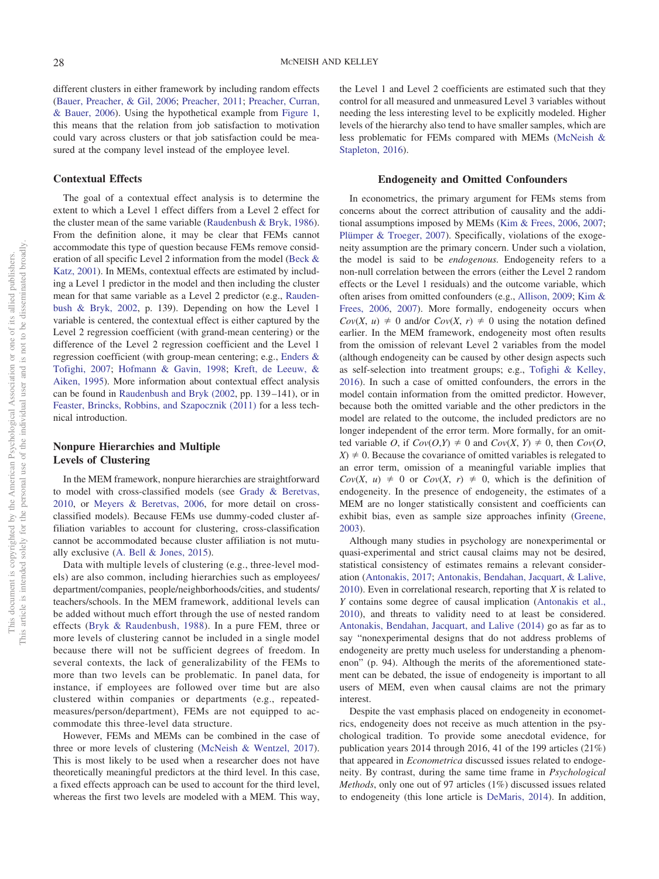different clusters in either framework by including random effects (Bauer, Preacher, & Gil, 2006; Preacher, 2011; Preacher, Curran, & Bauer, 2006). Using the hypothetical example from Figure 1, this means that the relation from job satisfaction to motivation could vary across clusters or that job satisfaction could be measured at the company level instead of the employee level.

### Contextual Effects

The goal of a contextual effect analysis is to determine the extent to which a Level 1 effect differs from a Level 2 effect for the cluster mean of the same variable (Raudenbush & Bryk, 1986). From the definition alone, it may be clear that FEMs cannot accommodate this type of question because FEMs remove consideration of all specific Level 2 information from the model (Beck & Katz, 2001). In MEMs, contextual effects are estimated by including a Level 1 predictor in the model and then including the cluster mean for that same variable as a Level 2 predictor (e.g., Raudenbush & Bryk, 2002, p. 139). Depending on how the Level 1 variable is centered, the contextual effect is either captured by the Level 2 regression coefficient (with grand-mean centering) or the difference of the Level 2 regression coefficient and the Level 1 regression coefficient (with group-mean centering; e.g., Enders & Tofighi, 2007; Hofmann & Gavin, 1998; Kreft, de Leeuw, & Aiken, 1995). More information about contextual effect analysis can be found in Raudenbush and Bryk (2002, pp. 139–141), or in Feaster, Brincks, Robbins, and Szapocznik (2011) for a less technical introduction.

### Nonpure Hierarchies and Multiple Levels of Clustering

In the MEM framework, nonpure hierarchies are straightforward to model with cross-classified models (see Grady & Beretvas, 2010, or Meyers & Beretvas, 2006, for more detail on cross-classified models). Because FEMs use dummy-coded cluster affiliation variables to account for clustering, cross-classification cannot be accommodated because cluster affiliation is not mutually exclusive (A. Bell & Jones, 2015).

Data with multiple levels of clustering (e.g., three-level models) are also common, including hierarchies such as employees/department/companies, people/neighborhoods/cities, and students/teachers/schools. In the MEM framework, additional levels can be added without much effort through the use of nested random effects (Bryk & Raudenbush, 1988). In a pure FEM, three or more levels of clustering cannot be included in a single model because there will not be sufficient degrees of freedom. In several contexts, the lack of generalizability of the FEMs to more than two levels can be problematic. In panel data, for instance, if employees are followed over time but are also clustered within companies or departments (e.g., repeated-measures/person/department), FEMs are not equipped to accommodate this three-level data structure.

However, FEMs and MEMs can be combined in the case of three or more levels of clustering (McNeish & Wentzel, 2017). This is most likely to be used when a researcher does not have theoretically meaningful predictors at the third level. In this case, a fixed effects approach can be used to account for the third level, whereas the first two levels are modeled with a MEM. This way, the Level 1 and Level 2 coefficients are estimated such that they control for all measured and unmeasured Level 3 variables without needing the less interesting level to be explicitly modeled. Higher levels of the hierarchy also tend to have smaller samples, which are less problematic for FEMs compared with MEMs (McNeish & Stapleton, 2016).

## Endogeneity and Omitted Confounders

In econometrics, the primary argument for FEMs stems from concerns about the correct attribution of causality and the additional assumptions imposed by MEMs (Kim & Frees, 2006, 2007; Plümper & Troeger, 2007). Specifically, violations of the exogeneity assumption are the primary concern. Under such a violation, the model is said to be *endogenous.* Endogeneity refers to a non-null correlation between the errors (either the Level 2 random effects or the Level 1 residuals) and the outcome variable, which often arises from omitted confounders (e.g., Allison, 2009; Kim & Frees, 2006, 2007). More formally, endogeneity occurs when $Cov(X, u) \neq 0$ and/or $Cov(X, r) \neq 0$ using the notation defined earlier. In the MEM framework, endogeneity most often results from the omission of relevant Level 2 variables from the model (although endogeneity can be caused by other design aspects such as self-selection into treatment groups; e.g., Tofighi & Kelley, 2016). In such a case of omitted confounders, the errors in the model contain information from the omitted predictor. However, because both the omitted variable and the other predictors in the model are related to the outcome, the included predictors are no longer independent of the error term. More formally, for an omitted variable $O$, if $Cov(O,Y) \neq 0$ and $Cov(X, Y) \neq 0$, then $Cov(O, X) \neq 0$. Because the covariance of omitted variables is relegated to an error term, omission of a meaningful variable implies that $Cov(X, u) \neq 0$ or $Cov(X, r) \neq 0$, which is the definition of endogeneity. In the presence of endogeneity, the estimates of a MEM are no longer statistically consistent and coefficients can exhibit bias, even as sample size approaches infinity (Greene, 2003).

Although many studies in psychology are nonexperimental or quasi-experimental and strict causal claims may not be desired, statistical consistency of estimates remains a relevant consideration (Antonakis, 2017; Antonakis, Bendahan, Jacquart, & Lalive, 2010). Even in correlational research, reporting that $X$ is related to $Y$ contains some degree of causal implication (Antonakis et al., 2010), and threats to validity need to at least be considered. Antonakis, Bendahan, Jacquart, and Lalive (2014) go as far as to say "nonexperimental designs that do not address problems of endogeneity are pretty much useless for understanding a phenomenon" (p. 94). Although the merits of the aforementioned statement can be debated, the issue of endogeneity is important to all users of MEM, even when causal claims are not the primary interest.

Despite the vast emphasis placed on endogeneity in econometrics, endogeneity does not receive as much attention in the psychological tradition. To provide some anecdotal evidence, for publication years 2014 through 2016, 41 of the 199 articles (21%) that appeared in *Econometrica* discussed issues related to endogeneity. By contrast, during the same time frame in *Psychological Methods*, only one out of 97 articles (1%) discussed issues related to endogeneity (this lone article is DeMaris, 2014). In addition,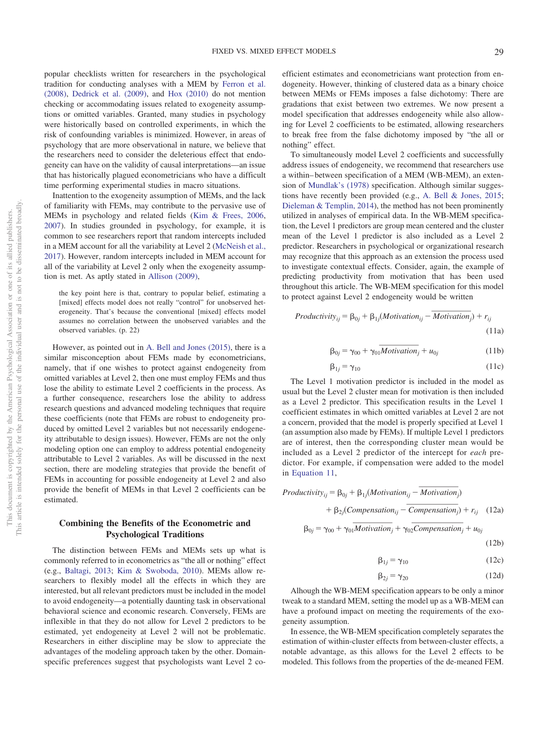popular checklists written for researchers in the psychological tradition for conducting analyses with a MEM by Ferron et al. (2008), Dedrick et al. (2009), and Hox (2010) do not mention checking or accommodating issues related to exogeneity assumptions or omitted variables. Granted, many studies in psychology were historically based on controlled experiments, in which the risk of confounding variables is minimized. However, in areas of psychology that are more observational in nature, we believe that the researchers need to consider the deleterious effect that endogeneity can have on the validity of causal interpretations—an issue that has historically plagued econometricians who have a difficult time performing experimental studies in macro situations.

Inattention to the exogeneity assumption of MEMs, and the lack of familiarity with FEMs, may contribute to the pervasive use of MEMs in psychology and related fields (Kim & Frees, 2006, 2007). In studies grounded in psychology, for example, it is common to see researchers report that random intercepts included in a MEM account for all the variability at Level 2 (McNeish et al., 2017). However, random intercepts included in MEM account for all of the variability at Level 2 only when the exogeneity assumption is met. As aptly stated in Allison (2009),

> the key point here is that, contrary to popular belief, estimating a [mixed] effects model does not really "control" for unobserved heterogeneity. That's because the conventional [mixed] effects model assumes no correlation between the unobserved variables and the observed variables. (p. 22)

However, as pointed out in A. Bell and Jones (2015), there is a similar misconception about FEMs made by econometricians, namely, that if one wishes to protect against endogeneity from omitted variables at Level 2, then one must employ FEMs and thus lose the ability to estimate Level 2 coefficients in the process. As a further consequence, researchers lose the ability to address research questions and advanced modeling techniques that require these coefficients (note that FEMs are robust to endogeneity produced by omitted Level 2 variables but not necessarily endogeneity attributable to design issues). However, FEMs are not the only modeling option one can employ to address potential endogeneity attributable to Level 2 variables. As will be discussed in the next section, there are modeling strategies that provide the benefit of FEMs in accounting for possible endogeneity at Level 2 and also provide the benefit of MEMs in that Level 2 coefficients can be estimated.

## Combining the Benefits of the Econometric and Psychological Traditions

The distinction between FEMs and MEMs sets up what is commonly referred to in econometrics as "the all or nothing" effect (e.g., Baltagi, 2013; Kim & Swoboda, 2010). MEMs allow researchers to flexibly model all the effects in which they are interested, but all relevant predictors must be included in the model to avoid endogeneity—a potentially daunting task in observational behavioral science and economic research. Conversely, FEMs are inflexible in that they do not allow for Level 2 predictors to be estimated, yet endogeneity at Level 2 will not be problematic. Researchers in either discipline may be slow to appreciate the advantages of the modeling approach taken by the other. Domain-specific preferences suggest that psychologists want Level 2 coefficient estimates and econometricians want protection from endogeneity. However, thinking of clustered data as a binary choice between MEMs or FEMs imposes a false dichotomy: There are gradations that exist between two extremes. We now present a model specification that addresses endogeneity while also allowing for Level 2 coefficients to be estimated, allowing researchers to break free from the false dichotomy imposed by "the all or nothing" effect.

To simultaneously model Level 2 coefficients and successfully address issues of endogeneity, we recommend that researchers use a within–between specification of a MEM (WB-MEM), an extension of Mundlak's (1978) specification. Although similar suggestions have recently been provided (e.g., A. Bell & Jones, 2015; Dieleman & Templin, 2014), the method has not been prominently utilized in analyses of empirical data. In the WB-MEM specification, the Level 1 predictors are group mean centered and the cluster mean of the Level 1 predictor is also included as a Level 2 predictor. Researchers in psychological or organizational research may recognize that this approach as an extension the process used to investigate contextual effects. Consider, again, the example of predicting productivity from motivation that has been used throughout this article. The WB-MEM specification for this model to protect against Level 2 endogeneity would be written

$$Productivity_{ij} = \beta_{0j} + \beta_{1j}(Motivation_{ij} - \overline{Motivation_j}) + r_{ij} \quad (11a)$$

$$\beta_{0j} = \gamma_{00} + \gamma_{01}\overline{Motivation_j} + u_{0j} \quad (11b)$$

$$\beta_{1j} = \gamma_{10} \quad (11c)$$

The Level 1 motivation predictor is included in the model as usual but the Level 2 cluster mean for motivation is then included as a Level 2 predictor. This specification results in the Level 1 coefficient estimates in which omitted variables at Level 2 are not a concern, provided that the model is properly specified at Level 1 (an assumption also made by FEMs). If multiple Level 1 predictors are of interest, then the corresponding cluster mean would be included as a Level 2 predictor of the intercept for *each* predictor. For example, if compensation were added to the model in Equation 11,

$$Productivity_{ij} = \beta_{0j} + \beta_{1j}(Motivation_{ij} - \overline{Motivation_j}) + \beta_{2j}(Compensation_{ij} - \overline{Compensation_j}) + r_{ij} \quad (12a)$$

$$\beta_{0j} = \gamma_{00} + \gamma_{01}\overline{Motivation_j} + \gamma_{02}\overline{Compensation_j} + u_{0j} \quad (12b)$$

$$\beta_{1j} = \gamma_{10} \quad (12c)$$

$$\beta_{2j} = \gamma_{20} \quad (12d)$$

Alhough the WB-MEM specification appears to be only a minor tweak to a standard MEM, setting the model up as a WB-MEM can have a profound impact on meeting the requirements of the exogeneity assumption.

In essence, the WB-MEM specification completely separates the estimation of within-cluster effects from between-cluster effects, a notable advantage, as this allows for the Level 2 effects to be modeled. This follows from the properties of the de-meaned FEM.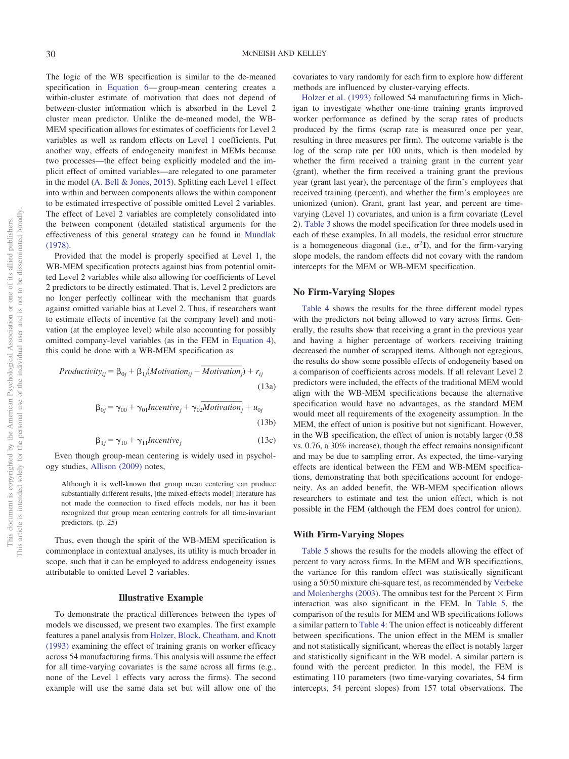The logic of the WB specification is similar to the de-meaned specification in Equation 6—group-mean centering creates a within-cluster estimate of motivation that does not depend of between-cluster information which is absorbed in the Level 2 cluster mean predictor. Unlike the de-meaned model, the WB-MEM specification allows for estimates of coefficients for Level 2 variables as well as random effects on Level 1 coefficients. Put another way, effects of endogeneity manifest in MEMs because two processes—the effect being explicitly modeled and the implicit effect of omitted variables—are relegated to one parameter in the model (A. Bell & Jones, 2015). Splitting each Level 1 effect into within and between components allows the within component to be estimated irrespective of possible omitted Level 2 variables. The effect of Level 2 variables are completely consolidated into the between component (detailed statistical arguments for the effectiveness of this general strategy can be found in Mundlak (1978).

Provided that the model is properly specified at Level 1, the WB-MEM specification protects against bias from potential omitted Level 2 variables while also allowing for coefficients of Level 2 predictors to be directly estimated. That is, Level 2 predictors are no longer perfectly collinear with the mechanism that guards against omitted variable bias at Level 2. Thus, if researchers want to estimate effects of incentive (at the company level) and motivation (at the employee level) while also accounting for possibly omitted company-level variables (as in the FEM in Equation 4), this could be done with a WB-MEM specification as

$$Productivity_{ij} = \beta_{0j} + \beta_{1j}(Motivation_{ij} - \overline{Motivation_j}) + r_{ij} \tag{13a}$$

$$\beta_{0j} = \gamma_{00} + \gamma_{01}Incentive_j + \gamma_{02}\overline{Motivation_j} + u_{0j} \tag{13b}$$

$$\beta_{1j} = \gamma_{10} + \gamma_{11}Incentive_j \tag{13c}$$

Even though group-mean centering is widely used in psychology studies, Allison (2009) notes,

> Although it is well-known that group mean centering can produce substantially different results, [the mixed-effects model] literature has not made the connection to fixed effects models, nor has it been recognized that group mean centering controls for all time-invariant predictors. (p. 25)

Thus, even though the spirit of the WB-MEM specification is commonplace in contextual analyses, its utility is much broader in scope, such that it can be employed to address endogeneity issues attributable to omitted Level 2 variables.

## Illustrative Example

To demonstrate the practical differences between the types of models we discussed, we present two examples. The first example features a panel analysis from Holzer, Block, Cheatham, and Knott (1993) examining the effect of training grants on worker efficacy across 54 manufacturing firms. This analysis will assume the effect for all time-varying covariates is the same across all firms (e.g., none of the Level 1 effects vary across the firms). The second example will use the same data set but will allow one of the covariates to vary randomly for each firm to explore how different methods are influenced by cluster-varying effects.

Holzer et al. (1993) followed 54 manufacturing firms in Michigan to investigate whether one-time training grants improved worker performance as defined by the scrap rates of products produced by the firms (scrap rate is measured once per year, resulting in three measures per firm). The outcome variable is the log of the scrap rate per 100 units, which is then modeled by whether the firm received a training grant in the current year (grant), whether the firm received a training grant the previous year (grant last year), the percentage of the firm's employees that received training (percent), and whether the firm's employees are unionized (union). Grant, grant last year, and percent are time-varying (Level 1) covariates, and union is a firm covariate (Level 2). Table 3 shows the model specification for three models used in each of these examples. In all models, the residual error structure is a homogeneous diagonal (i.e., $\sigma^2\mathbf{I}$), and for the firm-varying slope models, the random effects did not covary with the random intercepts for the MEM or WB-MEM specification.

### No Firm-Varying Slopes

Table 4 shows the results for the three different model types with the predictors not being allowed to vary across firms. Generally, the results show that receiving a grant in the previous year and having a higher percentage of workers receiving training decreased the number of scrapped items. Although not egregious, the results do show some possible effects of endogeneity based on a comparison of coefficients across models. If all relevant Level 2 predictors were included, the effects of the traditional MEM would align with the WB-MEM specifications because the alternative specification would have no advantages, as the standard MEM would meet all requirements of the exogeneity assumption. In the MEM, the effect of union is positive but not significant. However, in the WB specification, the effect of union is notably larger (0.58 vs. 0.76, a 30% increase), though the effect remains nonsignificant and may be due to sampling error. As expected, the time-varying effects are identical between the FEM and WB-MEM specifications, demonstrating that both specifications account for endogeneity. As an added benefit, the WB-MEM specification allows researchers to estimate and test the union effect, which is not possible in the FEM (although the FEM does control for union).

### With Firm-Varying Slopes

Table 5 shows the results for the models allowing the effect of percent to vary across firms. In the MEM and WB specifications, the variance for this random effect was statistically significant using a 50:50 mixture chi-square test, as recommended by Verbeke and Molenberghs (2003). The omnibus test for the Percent × Firm interaction was also significant in the FEM. In Table 5, the comparison of the results for MEM and WB specifications follows a similar pattern to Table 4: The union effect is noticeably different between specifications. The union effect in the MEM is smaller and not statistically significant, whereas the effect is notably larger and statistically significant in the WB model. A similar pattern is found with the percent predictor. In this model, the FEM is estimating 110 parameters (two time-varying covariates, 54 firm intercepts, 54 percent slopes) from 157 total observations. The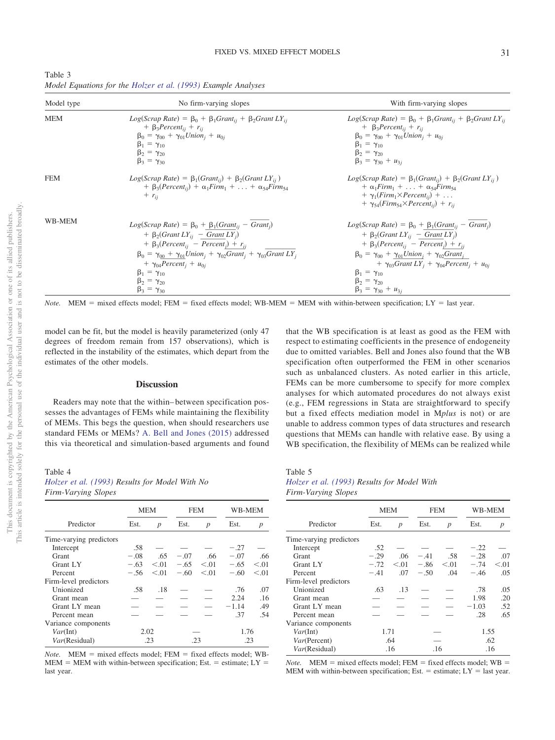Table 3
*Model Equations for the Holzer et al. (1993) Example Analyses*

| Model type | No firm-varying slopes | With firm-varying slopes |
|---|---|---|
| MEM | $Log(Scrap\ Rate) = \beta_0 + \beta_1 Grant_{ij} + \beta_2 Grant\ LY_{ij} + \beta_3 Percent_{ij} + r_{ij}$ <br> $\beta_0 = \gamma_{00} + \gamma_{01} Union_j + u_{0j}$ <br> $\beta_1 = \gamma_{10}$ <br> $\beta_2 = \gamma_{20}$ <br> $\beta_3 = \gamma_{30}$ | $Log(Scrap\ Rate) = \beta_0 + \beta_1 Grant_{ij} + \beta_2 Grant\ LY_{ij} + \beta_3 Percent_{ij} + r_{ij}$ <br> $\beta_0 = \gamma_{00} + \gamma_{01} Union_j + u_{0j}$ <br> $\beta_1 = \gamma_{10}$ <br> $\beta_2 = \gamma_{20}$ <br> $\beta_3 = \gamma_{30} + u_{3j}$ |
| FEM | $Log(Scrap\ Rate) = \beta_1(Grant_{ij}) + \beta_2(Grant\ LY_{ij}) + \beta_3(Percent_{ij}) + \alpha_1 Firm_1 + \ldots + \alpha_{54} Firm_{54} + r_{ij}$ | $Log(Scrap\ Rate) = \beta_1(Grant_{ij}) + \beta_2(Grant\ LY_{ij}) + \alpha_1 Firm_1 + \ldots + \alpha_{54} Firm_{54} + \gamma_1(Firm_1 \times Percent_{ij}) + \ldots + \gamma_{54}(Firm_{54} \times Percent_{ij}) + r_{ij}$ |
| WB-MEM | $Log(Scrap\ Rate) = \beta_0 + \beta_1(Grant_{ij} - \overline{Grant_j}) + \beta_2(Grant\ LY_{ij} - \overline{Grant\ LY_j}) + \beta_3(Percent_{ij} - \overline{Percent_j}) + r_{ij}$ <br> $\beta_0 = \gamma_{00} + \gamma_{01} Union_j + \gamma_{02}\overline{Grant_j} + \gamma_{03}\overline{Grant\ LY_j} + \gamma_{04}\overline{Percent_j} + u_{0j}$ <br> $\beta_1 = \gamma_{10}$ <br> $\beta_2 = \gamma_{20}$ <br> $\beta_3 = \gamma_{30}$ | $Log(Scrap\ Rate) = \beta_0 + \beta_1(Grant_{ij} - \overline{Grant_j}) + \beta_2(Grant\ LY_{ij} - \overline{Grant\ LY_j}) + \beta_3(Percent_{ij} - \overline{Percent_j}) + r_{ij}$ <br> $\beta_0 = \gamma_{00} + \gamma_{01} Union_j + \gamma_{02}\overline{Grant_j} + \gamma_{03}\overline{Grant\ LY_j} + \gamma_{04}\overline{Percent_j} + u_{0j}$ <br> $\beta_1 = \gamma_{10}$ <br> $\beta_2 = \gamma_{20}$ <br> $\beta_3 = \gamma_{30} + u_{3j}$ |

*Note.* MEM = mixed effects model; FEM = fixed effects model; WB-MEM = MEM with within-between specification; LY = last year.

model can be fit, but the model is heavily parameterized (only 47 degrees of freedom remain from 157 observations), which is reflected in the instability of the estimates, which depart from the estimates of the other models.

## Discussion

Readers may note that the within–between specification possesses the advantages of FEMs while maintaining the flexibility of MEMs. This begs the question, when should researchers use standard FEMs or MEMs? A. Bell and Jones (2015) addressed this via theoretical and simulation-based arguments and found that the WB specification is at least as good as the FEM with respect to estimating coefficients in the presence of endogeneity due to omitted variables. Bell and Jones also found that the WB specification often outperformed the FEM in other scenarios such as unbalanced clusters. As noted earlier in this article, FEMs can be more cumbersome to specify for more complex analyses for which automated procedures do not always exist (e.g., FEM regressions in Stata are straightforward to specify but a fixed effects mediation model in M*plus* is not) or are unable to address common types of data structures and research questions that MEMs can handle with relative ease. By using a WB specification, the flexibility of MEMs can be realized while

Table 4
*Holzer et al. (1993) Results for Model With No Firm-Varying Slopes*

| | MEM | | FEM | | WB-MEM | |
|---|---|---|---|---|---|---|
| Predictor | Est. | *p* | Est. | *p* | Est. | *p* |
| Time-varying predictors | | | | | | |
| Intercept | .58 | — | — | — | −.27 | — |
| Grant | −.08 | .65 | −.07 | .66 | −.07 | .66 |
| Grant LY | −.63 | <.01 | −.65 | <.01 | −.65 | <.01 |
| Percent | −.56 | <.01 | −.60 | <.01 | −.60 | <.01 |
| Firm-level predictors | | | | | | |
| Unionized | .58 | .18 | — | — | .76 | .07 |
| Grant mean | — | — | — | — | 2.24 | .16 |
| Grant LY mean | — | — | — | — | −1.14 | .49 |
| Percent mean | — | — | — | — | .37 | .54 |
| Variance components | | | | | | |
| *Var*(Int) | 2.02 | | — | | 1.76 | |
| *Var*(Residual) | .23 | | .23 | | .23 | |

*Note.* MEM = mixed effects model; FEM = fixed effects model; WB-MEM = MEM with within-between specification; Est. = estimate; LY = last year.

Table 5
*Holzer et al. (1993) Results for Model With Firm-Varying Slopes*

| | MEM | | FEM | | WB-MEM | |
|---|---|---|---|---|---|---|
| Predictor | Est. | *p* | Est. | *p* | Est. | *p* |
| Time-varying predictors | | | | | | |
| Intercept | .52 | — | — | — | −.22 | — |
| Grant | −.29 | .06 | −.41 | .58 | −.28 | .07 |
| Grant LY | −.72 | <.01 | −.86 | <.01 | −.74 | <.01 |
| Percent | −.41 | .07 | −.50 | .04 | −.46 | .05 |
| Firm-level predictors | | | | | | |
| Unionized | .63 | .13 | — | — | .78 | .05 |
| Grant mean | — | — | — | — | 1.98 | .20 |
| Grant LY mean | — | — | — | — | −1.03 | .52 |
| Percent mean | — | — | — | — | .28 | .65 |
| Variance components | | | | | | |
| *Var*(Int) | 1.71 | | — | | 1.55 | |
| *Var*(Percent) | .64 | | — | | .62 | |
| *Var*(Residual) | .16 | | .16 | | .16 | |

*Note.* MEM = mixed effects model; FEM = fixed effects model; WB = MEM with within-between specification; Est. = estimate; LY = last year.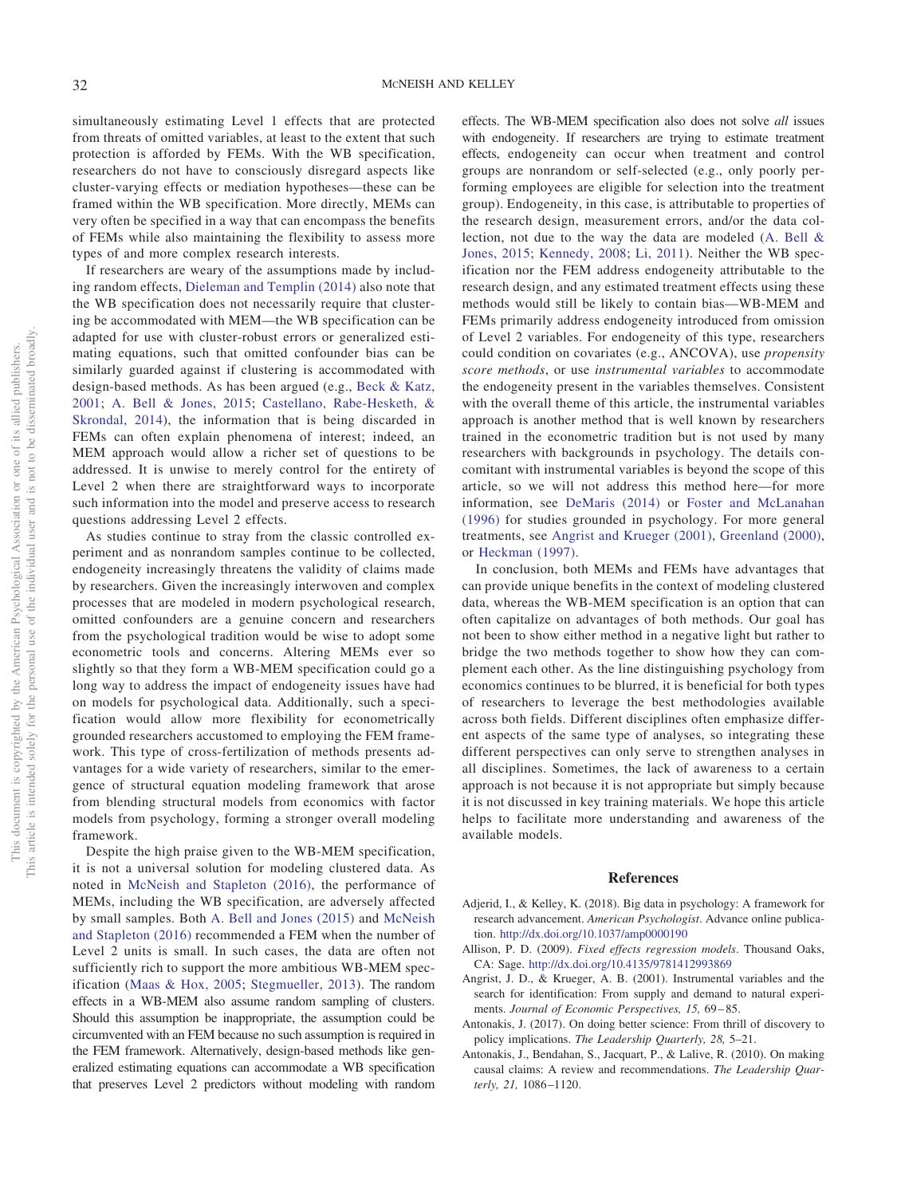simultaneously estimating Level 1 effects that are protected from threats of omitted variables, at least to the extent that such protection is afforded by FEMs. With the WB specification, researchers do not have to consciously disregard aspects like cluster-varying effects or mediation hypotheses—these can be framed within the WB specification. More directly, MEMs can very often be specified in a way that can encompass the benefits of FEMs while also maintaining the flexibility to assess more types of and more complex research interests.

If researchers are weary of the assumptions made by including random effects, Dieleman and Templin (2014) also note that the WB specification does not necessarily require that clustering be accommodated with MEM—the WB specification can be adapted for use with cluster-robust errors or generalized estimating equations, such that omitted confounder bias can be similarly guarded against if clustering is accommodated with design-based methods. As has been argued (e.g., Beck & Katz, 2001; A. Bell & Jones, 2015; Castellano, Rabe-Hesketh, & Skrondal, 2014), the information that is being discarded in FEMs can often explain phenomena of interest; indeed, an MEM approach would allow a richer set of questions to be addressed. It is unwise to merely control for the entirety of Level 2 when there are straightforward ways to incorporate such information into the model and preserve access to research questions addressing Level 2 effects.

As studies continue to stray from the classic controlled experiment and as nonrandom samples continue to be collected, endogeneity increasingly threatens the validity of claims made by researchers. Given the increasingly interwoven and complex processes that are modeled in modern psychological research, omitted confounders are a genuine concern and researchers from the psychological tradition would be wise to adopt some econometric tools and concerns. Altering MEMs ever so slightly so that they form a WB-MEM specification could go a long way to address the impact of endogeneity issues have had on models for psychological data. Additionally, such a specification would allow more flexibility for econometrically grounded researchers accustomed to employing the FEM framework. This type of cross-fertilization of methods presents advantages for a wide variety of researchers, similar to the emergence of structural equation modeling framework that arose from blending structural models from economics with factor models from psychology, forming a stronger overall modeling framework.

Despite the high praise given to the WB-MEM specification, it is not a universal solution for modeling clustered data. As noted in McNeish and Stapleton (2016), the performance of MEMs, including the WB specification, are adversely affected by small samples. Both A. Bell and Jones (2015) and McNeish and Stapleton (2016) recommended a FEM when the number of Level 2 units is small. In such cases, the data are often not sufficiently rich to support the more ambitious WB-MEM specification (Maas & Hox, 2005; Stegmueller, 2013). The random effects in a WB-MEM also assume random sampling of clusters. Should this assumption be inappropriate, the assumption could be circumvented with an FEM because no such assumption is required in the FEM framework. Alternatively, design-based methods like generalized estimating equations can accommodate a WB specification that preserves Level 2 predictors without modeling with random effects. The WB-MEM specification also does not solve *all* issues with endogeneity. If researchers are trying to estimate treatment effects, endogeneity can occur when treatment and control groups are nonrandom or self-selected (e.g., only poorly performing employees are eligible for selection into the treatment group). Endogeneity, in this case, is attributable to properties of the research design, measurement errors, and/or the data collection, not due to the way the data are modeled (A. Bell & Jones, 2015; Kennedy, 2008; Li, 2011). Neither the WB specification nor the FEM address endogeneity attributable to the research design, and any estimated treatment effects using these methods would still be likely to contain bias—WB-MEM and FEMs primarily address endogeneity introduced from omission of Level 2 variables. For endogeneity of this type, researchers could condition on covariates (e.g., ANCOVA), use *propensity score methods*, or use *instrumental variables* to accommodate the endogeneity present in the variables themselves. Consistent with the overall theme of this article, the instrumental variables approach is another method that is well known by researchers trained in the econometric tradition but is not used by many researchers with backgrounds in psychology. The details concomitant with instrumental variables is beyond the scope of this article, so we will not address this method here—for more information, see DeMaris (2014) or Foster and McLanahan (1996) for studies grounded in psychology. For more general treatments, see Angrist and Krueger (2001), Greenland (2000), or Heckman (1997).

In conclusion, both MEMs and FEMs have advantages that can provide unique benefits in the context of modeling clustered data, whereas the WB-MEM specification is an option that can often capitalize on advantages of both methods. Our goal has not been to show either method in a negative light but rather to bridge the two methods together to show how they can complement each other. As the line distinguishing psychology from economics continues to be blurred, it is beneficial for both types of researchers to leverage the best methodologies available across both fields. Different disciplines often emphasize different aspects of the same type of analyses, so integrating these different perspectives can only serve to strengthen analyses in all disciplines. Sometimes, the lack of awareness to a certain approach is not because it is not appropriate but simply because it is not discussed in key training materials. We hope this article helps to facilitate more understanding and awareness of the available models.

## References

Adjerid, I., & Kelley, K. (2018). Big data in psychology: A framework for research advancement. *American Psychologist*. Advance online publication. http://dx.doi.org/10.1037/amp0000190

Allison, P. D. (2009). *Fixed effects regression models*. Thousand Oaks, CA: Sage. http://dx.doi.org/10.4135/9781412993869

Angrist, J. D., & Krueger, A. B. (2001). Instrumental variables and the search for identification: From supply and demand to natural experiments. *Journal of Economic Perspectives, 15,* 69–85.

Antonakis, J. (2017). On doing better science: From thrill of discovery to policy implications. *The Leadership Quarterly, 28,* 5–21.

Antonakis, J., Bendahan, S., Jacquart, P., & Lalive, R. (2010). On making causal claims: A review and recommendations. *The Leadership Quarterly, 21,* 1086–1120.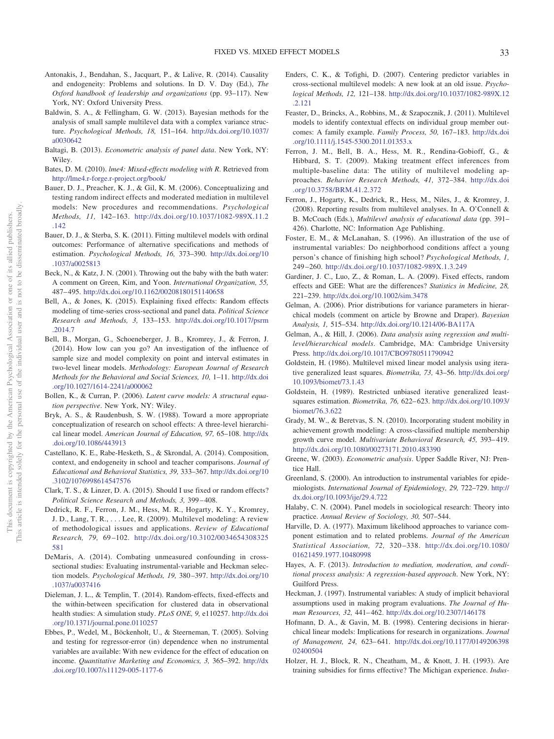Antonakis, J., Bendahan, S., Jacquart, P., & Lalive, R. (2014). Causality and endogeneity: Problems and solutions. In D. V. Day (Ed.), *The Oxford handbook of leadership and organizations* (pp. 93–117). New York, NY: Oxford University Press.

Baldwin, S. A., & Fellingham, G. W. (2013). Bayesian methods for the analysis of small sample multilevel data with a complex variance structure. *Psychological Methods, 18,* 151–164. http://dx.doi.org/10.1037/a0030642

Baltagi, B. (2013). *Econometric analysis of panel data*. New York, NY: Wiley.

Bates, D. M. (2010). *lme4: Mixed-effects modeling with R*. Retrieved from http://lme4.r-forge.r-project.org/book/

Bauer, D. J., Preacher, K. J., & Gil, K. M. (2006). Conceptualizing and testing random indirect effects and moderated mediation in multilevel models: New procedures and recommendations. *Psychological Methods, 11,* 142–163. http://dx.doi.org/10.1037/1082-989X.11.2.142

Bauer, D. J., & Sterba, S. K. (2011). Fitting multilevel models with ordinal outcomes: Performance of alternative specifications and methods of estimation. *Psychological Methods, 16,* 373–390. http://dx.doi.org/10.1037/a0025813

Beck, N., & Katz, J. N. (2001). Throwing out the baby with the bath water: A comment on Green, Kim, and Yoon. *International Organization, 55,* 487–495. http://dx.doi.org/10.1162/00208180151140658

Bell, A., & Jones, K. (2015). Explaining fixed effects: Random effects modeling of time-series cross-sectional and panel data. *Political Science Research and Methods, 3,* 133–153. http://dx.doi.org/10.1017/psrm.2014.7

Bell, B., Morgan, G., Schoeneberger, J. B., Kromrey, J., & Ferron, J. (2014). How low can you go? An investigation of the influence of sample size and model complexity on point and interval estimates in two-level linear models. *Methodology: European Journal of Research Methods for the Behavioral and Social Sciences, 10,* 1–11. http://dx.doi.org/10.1027/1614-2241/a000062

Bollen, K., & Curran, P. (2006). *Latent curve models: A structural equation perspective*. New York, NY: Wiley.

Bryk, A. S., & Raudenbush, S. W. (1988). Toward a more appropriate conceptualization of research on school effects: A three-level hierarchical linear model. *American Journal of Education, 97,* 65–108. http://dx.doi.org/10.1086/443913

Castellano, K. E., Rabe-Hesketh, S., & Skrondal, A. (2014). Composition, context, and endogeneity in school and teacher comparisons. *Journal of Educational and Behavioral Statistics, 39,* 333–367. http://dx.doi.org/10.3102/1076998614547576

Clark, T. S., & Linzer, D. A. (2015). Should I use fixed or random effects? *Political Science Research and Methods, 3,* 399–408.

Dedrick, R. F., Ferron, J. M., Hess, M. R., Hogarty, K. Y., Kromrey, J. D., Lang, T. R., . . . Lee, R. (2009). Multilevel modeling: A review of methodological issues and applications. *Review of Educational Research, 79,* 69–102. http://dx.doi.org/10.3102/0034654308325581

DeMaris, A. (2014). Combating unmeasured confounding in cross-sectional studies: Evaluating instrumental-variable and Heckman selection models. *Psychological Methods, 19,* 380–397. http://dx.doi.org/10.1037/a0037416

Dieleman, J. L., & Templin, T. (2014). Random-effects, fixed-effects and the within-between specification for clustered data in observational health studies: A simulation study. *PLoS ONE, 9,* e110257. http://dx.doi.org/10.1371/journal.pone.0110257

Ebbes, P., Wedel, M., Böckenholt, U., & Steerneman, T. (2005). Solving and testing for regressor-error (in) dependence when no instrumental variables are available: With new evidence for the effect of education on income. *Quantitative Marketing and Economics, 3,* 365–392. http://dx.doi.org/10.1007/s11129-005-1177-6

Enders, C. K., & Tofighi, D. (2007). Centering predictor variables in cross-sectional multilevel models: A new look at an old issue. *Psychological Methods, 12,* 121–138. http://dx.doi.org/10.1037/1082-989X.12.2.121

Feaster, D., Brincks, A., Robbins, M., & Szapocznik, J. (2011). Multilevel models to identify contextual effects on individual group member outcomes: A family example. *Family Process, 50,* 167–183. http://dx.doi.org/10.1111/j.1545-5300.2011.01353.x

Ferron, J. M., Bell, B. A., Hess, M. R., Rendina-Gobioff, G., & Hibbard, S. T. (2009). Making treatment effect inferences from multiple-baseline data: The utility of multilevel modeling approaches. *Behavior Research Methods, 41,* 372–384. http://dx.doi.org/10.3758/BRM.41.2.372

Ferron, J., Hogarty, K., Dedrick, R., Hess, M., Niles, J., & Kromrey, J. (2008). Reporting results from multilevel analyses. In A. O'Connell & B. McCoach (Eds.), *Multilevel analysis of educational data* (pp. 391–426). Charlotte, NC: Information Age Publishing.

Foster, E. M., & McLanahan, S. (1996). An illustration of the use of instrumental variables: Do neighborhood conditions affect a young person's chance of finishing high school? *Psychological Methods, 1,* 249–260. http://dx.doi.org/10.1037/1082-989X.1.3.249

Gardiner, J. C., Luo, Z., & Roman, L. A. (2009). Fixed effects, random effects and GEE: What are the differences? *Statistics in Medicine, 28,* 221–239. http://dx.doi.org/10.1002/sim.3478

Gelman, A. (2006). Prior distributions for variance parameters in hierarchical models (comment on article by Browne and Draper). *Bayesian Analysis, 1,* 515–534. http://dx.doi.org/10.1214/06-BA117A

Gelman, A., & Hill, J. (2006). *Data analysis using regression and multilevel/hierarchical models*. Cambridge, MA: Cambridge University Press. http://dx.doi.org/10.1017/CBO9780511790942

Goldstein, H. (1986). Multilevel mixed linear model analysis using iterative generalized least squares. *Biometrika, 73,* 43–56. http://dx.doi.org/10.1093/biomet/73.1.43

Goldstein, H. (1989). Restricted unbiased iterative generalized least-squares estimation. *Biometrika, 76,* 622–623. http://dx.doi.org/10.1093/biomet/76.3.622

Grady, M. W., & Beretvas, S. N. (2010). Incorporating student mobility in achievement growth modeling: A cross-classified multiple membership growth curve model. *Multivariate Behavioral Research, 45,* 393–419. http://dx.doi.org/10.1080/00273171.2010.483390

Greene, W. (2003). *Econometric analysis*. Upper Saddle River, NJ: Prentice Hall.

Greenland, S. (2000). An introduction to instrumental variables for epidemiologists. *International Journal of Epidemiology, 29,* 722–729. http://dx.doi.org/10.1093/ije/29.4.722

Halaby, C. N. (2004). Panel models in sociological research: Theory into practice. *Annual Review of Sociology, 30,* 507–544.

Harville, D. A. (1977). Maximum likelihood approaches to variance component estimation and to related problems. *Journal of the American Statistical Association, 72,* 320–338. http://dx.doi.org/10.1080/01621459.1977.10480998

Hayes, A. F. (2013). *Introduction to mediation, moderation, and conditional process analysis: A regression-based approach*. New York, NY: Guilford Press.

Heckman, J. (1997). Instrumental variables: A study of implicit behavioral assumptions used in making program evaluations. *The Journal of Human Resources, 32,* 441–462. http://dx.doi.org/10.2307/146178

Hofmann, D. A., & Gavin, M. B. (1998). Centering decisions in hierarchical linear models: Implications for research in organizations. *Journal of Management, 24,* 623–641. http://dx.doi.org/10.1177/014920639802400504

Holzer, H. J., Block, R. N., Cheatham, M., & Knott, J. H. (1993). Are training subsidies for firms effective? The Michigan experience. *Indus-*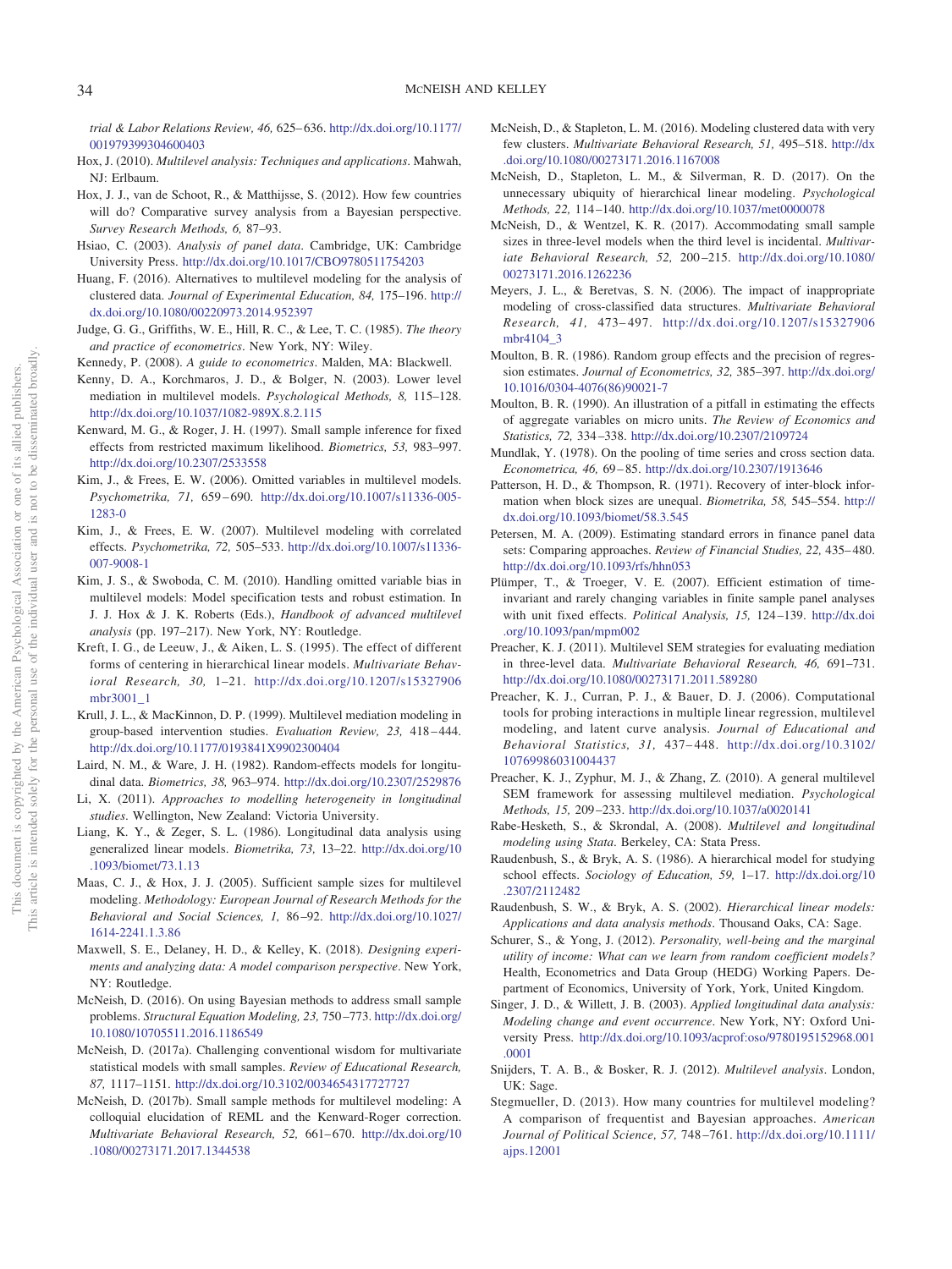*trial & Labor Relations Review, 46,* 625–636. http://dx.doi.org/10.1177/001979399304600403

Hox, J. (2010). *Multilevel analysis: Techniques and applications*. Mahwah, NJ: Erlbaum.

Hox, J. J., van de Schoot, R., & Matthijsse, S. (2012). How few countries will do? Comparative survey analysis from a Bayesian perspective. *Survey Research Methods, 6,* 87–93.

Hsiao, C. (2003). *Analysis of panel data*. Cambridge, UK: Cambridge University Press. http://dx.doi.org/10.1017/CBO9780511754203

Huang, F. (2016). Alternatives to multilevel modeling for the analysis of clustered data. *Journal of Experimental Education, 84,* 175–196. http://dx.doi.org/10.1080/00220973.2014.952397

Judge, G. G., Griffiths, W. E., Hill, R. C., & Lee, T. C. (1985). *The theory and practice of econometrics*. New York, NY: Wiley.

Kennedy, P. (2008). *A guide to econometrics*. Malden, MA: Blackwell.

Kenny, D. A., Korchmaros, J. D., & Bolger, N. (2003). Lower level mediation in multilevel models. *Psychological Methods, 8,* 115–128. http://dx.doi.org/10.1037/1082-989X.8.2.115

Kenward, M. G., & Roger, J. H. (1997). Small sample inference for fixed effects from restricted maximum likelihood. *Biometrics, 53,* 983–997. http://dx.doi.org/10.2307/2533558

Kim, J., & Frees, E. W. (2006). Omitted variables in multilevel models. *Psychometrika, 71,* 659–690. http://dx.doi.org/10.1007/s11336-005-1283-0

Kim, J., & Frees, E. W. (2007). Multilevel modeling with correlated effects. *Psychometrika, 72,* 505–533. http://dx.doi.org/10.1007/s11336-007-9008-1

Kim, J. S., & Swoboda, C. M. (2010). Handling omitted variable bias in multilevel models: Model specification tests and robust estimation. In J. J. Hox & J. K. Roberts (Eds.), *Handbook of advanced multilevel analysis* (pp. 197–217). New York, NY: Routledge.

Kreft, I. G., de Leeuw, J., & Aiken, L. S. (1995). The effect of different forms of centering in hierarchical linear models. *Multivariate Behavioral Research, 30,* 1–21. http://dx.doi.org/10.1207/s15327906mbr3001_1

Krull, J. L., & MacKinnon, D. P. (1999). Multilevel mediation modeling in group-based intervention studies. *Evaluation Review, 23,* 418–444. http://dx.doi.org/10.1177/0193841X9902300404

Laird, N. M., & Ware, J. H. (1982). Random-effects models for longitudinal data. *Biometrics, 38,* 963–974. http://dx.doi.org/10.2307/2529876

Li, X. (2011). *Approaches to modelling heterogeneity in longitudinal studies*. Wellington, New Zealand: Victoria University.

Liang, K. Y., & Zeger, S. L. (1986). Longitudinal data analysis using generalized linear models. *Biometrika, 73,* 13–22. http://dx.doi.org/10.1093/biomet/73.1.13

Maas, C. J., & Hox, J. J. (2005). Sufficient sample sizes for multilevel modeling. *Methodology: European Journal of Research Methods for the Behavioral and Social Sciences, 1,* 86–92. http://dx.doi.org/10.1027/1614-2241.1.3.86

Maxwell, S. E., Delaney, H. D., & Kelley, K. (2018). *Designing experiments and analyzing data: A model comparison perspective*. New York, NY: Routledge.

McNeish, D. (2016). On using Bayesian methods to address small sample problems. *Structural Equation Modeling, 23,* 750–773. http://dx.doi.org/10.1080/10705511.2016.1186549

McNeish, D. (2017a). Challenging conventional wisdom for multivariate statistical models with small samples. *Review of Educational Research, 87,* 1117–1151. http://dx.doi.org/10.3102/0034654317727727

McNeish, D. (2017b). Small sample methods for multilevel modeling: A colloquial elucidation of REML and the Kenward-Roger correction. *Multivariate Behavioral Research, 52,* 661–670. http://dx.doi.org/10.1080/00273171.2017.1344538

McNeish, D., & Stapleton, L. M. (2016). Modeling clustered data with very few clusters. *Multivariate Behavioral Research, 51,* 495–518. http://dx.doi.org/10.1080/00273171.2016.1167008

McNeish, D., Stapleton, L. M., & Silverman, R. D. (2017). On the unnecessary ubiquity of hierarchical linear modeling. *Psychological Methods, 22,* 114–140. http://dx.doi.org/10.1037/met0000078

McNeish, D., & Wentzel, K. R. (2017). Accommodating small sample sizes in three-level models when the third level is incidental. *Multivariate Behavioral Research, 52,* 200–215. http://dx.doi.org/10.1080/00273171.2016.1262236

Meyers, J. L., & Beretvas, S. N. (2006). The impact of inappropriate modeling of cross-classified data structures. *Multivariate Behavioral Research, 41,* 473–497. http://dx.doi.org/10.1207/s15327906mbr4104_3

Moulton, B. R. (1986). Random group effects and the precision of regression estimates. *Journal of Econometrics, 32,* 385–397. http://dx.doi.org/10.1016/0304-4076(86)90021-7

Moulton, B. R. (1990). An illustration of a pitfall in estimating the effects of aggregate variables on micro units. *The Review of Economics and Statistics, 72,* 334–338. http://dx.doi.org/10.2307/2109724

Mundlak, Y. (1978). On the pooling of time series and cross section data. *Econometrica, 46,* 69–85. http://dx.doi.org/10.2307/1913646

Patterson, H. D., & Thompson, R. (1971). Recovery of inter-block information when block sizes are unequal. *Biometrika, 58,* 545–554. http://dx.doi.org/10.1093/biomet/58.3.545

Petersen, M. A. (2009). Estimating standard errors in finance panel data sets: Comparing approaches. *Review of Financial Studies, 22,* 435–480. http://dx.doi.org/10.1093/rfs/hhn053

Plümper, T., & Troeger, V. E. (2007). Efficient estimation of time-invariant and rarely changing variables in finite sample panel analyses with unit fixed effects. *Political Analysis, 15,* 124–139. http://dx.doi.org/10.1093/pan/mpm002

Preacher, K. J. (2011). Multilevel SEM strategies for evaluating mediation in three-level data. *Multivariate Behavioral Research, 46,* 691–731. http://dx.doi.org/10.1080/00273171.2011.589280

Preacher, K. J., Curran, P. J., & Bauer, D. J. (2006). Computational tools for probing interactions in multiple linear regression, multilevel modeling, and latent curve analysis. *Journal of Educational and Behavioral Statistics, 31,* 437–448. http://dx.doi.org/10.3102/10769986031004437

Preacher, K. J., Zyphur, M. J., & Zhang, Z. (2010). A general multilevel SEM framework for assessing multilevel mediation. *Psychological Methods, 15,* 209–233. http://dx.doi.org/10.1037/a0020141

Rabe-Hesketh, S., & Skrondal, A. (2008). *Multilevel and longitudinal modeling using Stata*. Berkeley, CA: Stata Press.

Raudenbush, S., & Bryk, A. S. (1986). A hierarchical model for studying school effects. *Sociology of Education, 59,* 1–17. http://dx.doi.org/10.2307/2112482

Raudenbush, S. W., & Bryk, A. S. (2002). *Hierarchical linear models: Applications and data analysis methods*. Thousand Oaks, CA: Sage.

Schurer, S., & Yong, J. (2012). *Personality, well-being and the marginal utility of income: What can we learn from random coefficient models?* Health, Econometrics and Data Group (HEDG) Working Papers. Department of Economics, University of York, York, United Kingdom.

Singer, J. D., & Willett, J. B. (2003). *Applied longitudinal data analysis: Modeling change and event occurrence*. New York, NY: Oxford University Press. http://dx.doi.org/10.1093/acprof:oso/9780195152968.001.0001

Snijders, T. A. B., & Bosker, R. J. (2012). *Multilevel analysis*. London, UK: Sage.

Stegmueller, D. (2013). How many countries for multilevel modeling? A comparison of frequentist and Bayesian approaches. *American Journal of Political Science, 57,* 748–761. http://dx.doi.org/10.1111/ajps.12001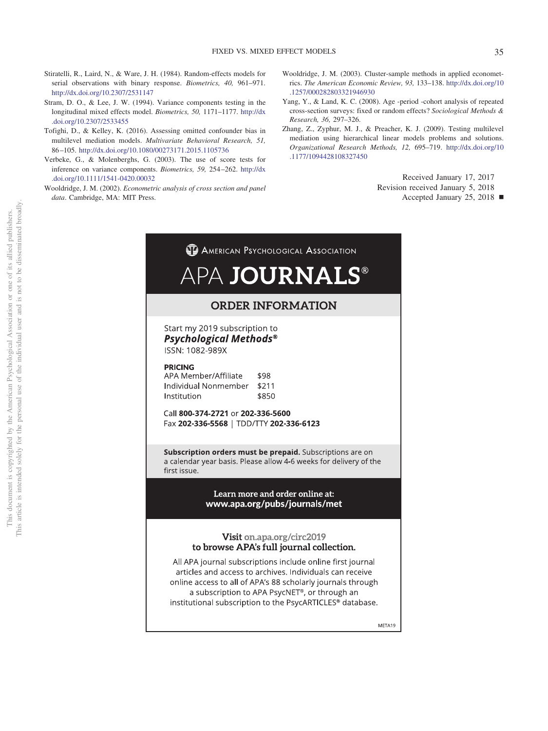Stiratelli, R., Laird, N., & Ware, J. H. (1984). Random-effects models for serial observations with binary response. *Biometrics, 40,* 961–971. http://dx.doi.org/10.2307/2531147

Stram, D. O., & Lee, J. W. (1994). Variance components testing in the longitudinal mixed effects model. *Biometrics, 50,* 1171–1177. http://dx.doi.org/10.2307/2533455

Tofighi, D., & Kelley, K. (2016). Assessing omitted confounder bias in multilevel mediation models. *Multivariate Behavioral Research, 51,* 86–105. http://dx.doi.org/10.1080/00273171.2015.1105736

Verbeke, G., & Molenberghs, G. (2003). The use of score tests for inference on variance components. *Biometrics, 59,* 254–262. http://dx.doi.org/10.1111/1541-0420.00032

Wooldridge, J. M. (2002). *Econometric analysis of cross section and panel data*. Cambridge, MA: MIT Press.

Wooldridge, J. M. (2003). Cluster-sample methods in applied econometrics. *The American Economic Review, 93,* 133–138. http://dx.doi.org/10.1257/000282803321946930

Yang, Y., & Land, K. C. (2008). Age -period -cohort analysis of repeated cross-section surveys: fixed or random effects? *Sociological Methods & Research, 36,* 297–326.

Zhang, Z., Zyphur, M. J., & Preacher, K. J. (2009). Testing multilevel mediation using hierarchical linear models problems and solutions. *Organizational Research Methods, 12,* 695–719. http://dx.doi.org/10.1177/1094428108327450

Received January 17, 2017
Revision received January 5, 2018
Accepted January 25, 2018 ■

AMERICAN PSYCHOLOGICAL ASSOCIATION

APA **JOURNALS**®

## ORDER INFORMATION

Start my 2019 subscription to
***Psychological Methods®***
ISSN: 1082-989X

**PRICING**

| | |
|---|---|
| APA Member/Affiliate | $98 |
| Individual Nonmember | $211 |
| Institution | $850 |

Call **800-374-2721** or **202-336-5600**
Fax **202-336-5568** | TDD/TTY **202-336-6123**

**Subscription orders must be prepaid.** Subscriptions are on a calendar year basis. Please allow 4-6 weeks for delivery of the first issue.

**Learn more and order online at:**
**www.apa.org/pubs/journals/met**

**Visit on.apa.org/circ2019**
**to browse APA's full journal collection.**

All APA journal subscriptions include online first journal articles and access to archives. Individuals can receive online access to all of APA's 88 scholarly journals through a subscription to APA PsycNET®, or through an institutional subscription to the PsycARTICLES® database.

META19